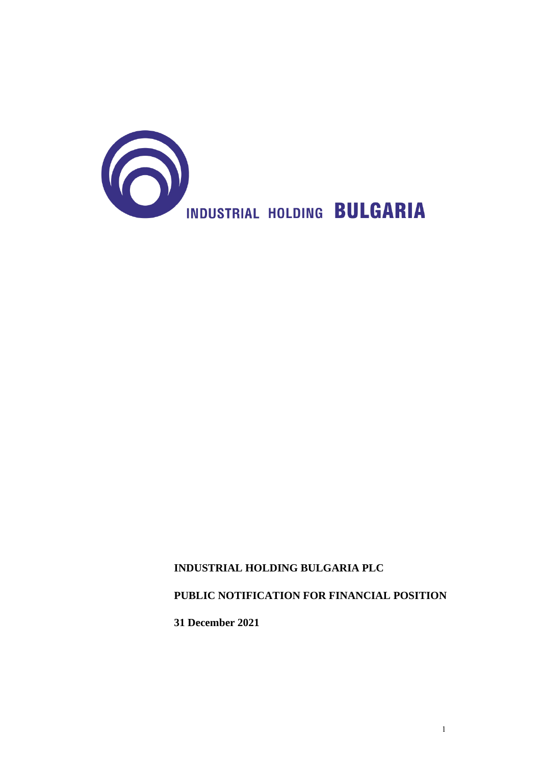INDUSTRIAL HOLDING **BULGARIA**

**INDUSTRIAL HOLDING BULGARIA PLC**

**PUBLIC NOTIFICATION FOR FINANCIAL POSITION**

**31 December 2021**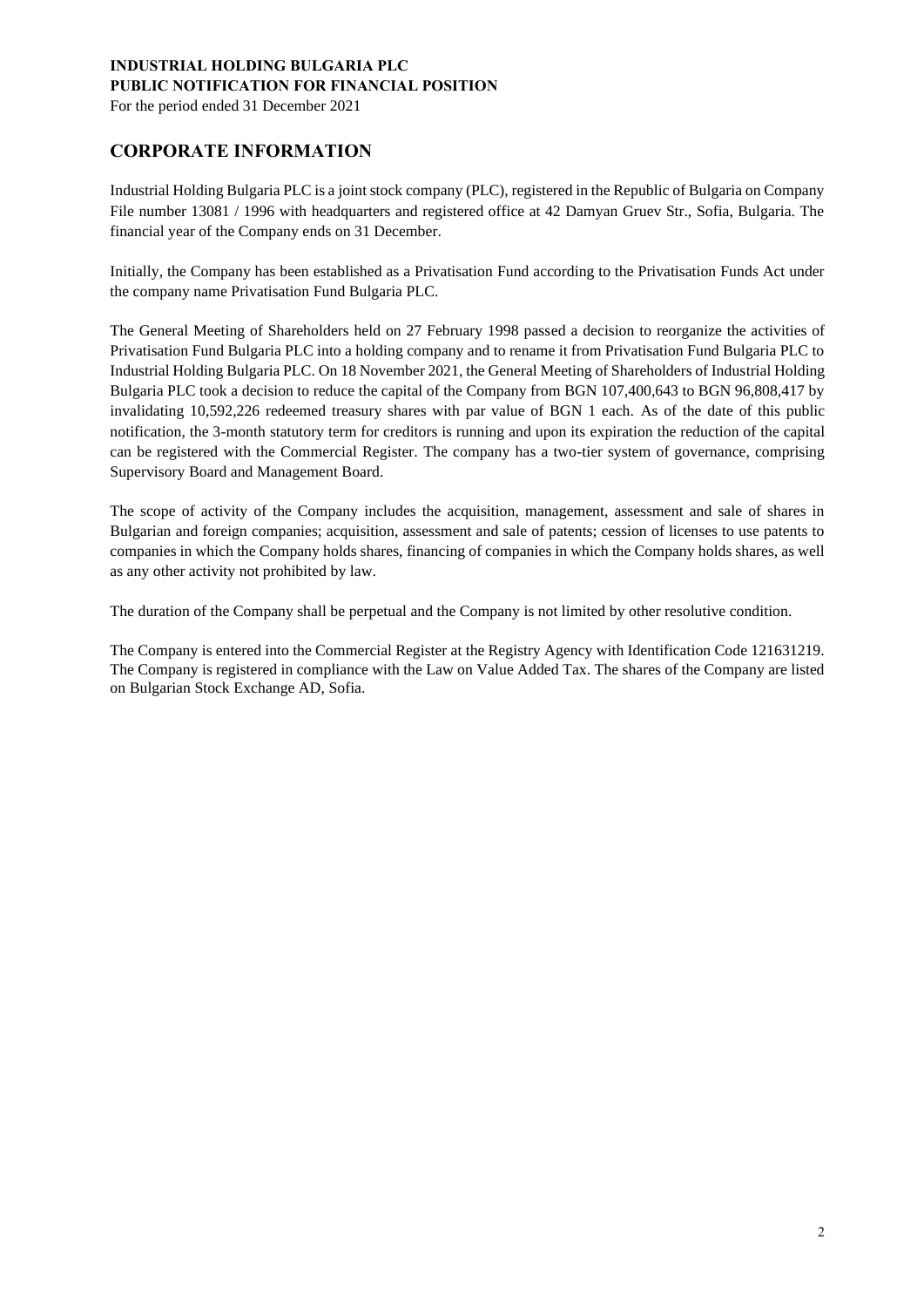## CORPORATE INFORMATION

Industrial Holding Bulgaria PLC is a joint stock company (PLC), registered in the Republic of Bulgaria on Company File number 13081 / 1996 with headquarters and registered office at 42 Damyan Gruev Str., Sofia, Bulgaria. The financial year of the Company ends on 31 December.

Initially, the Company has been established as a Privatisation Fund according to the Privatisation Funds Act under the company name Privatisation Fund Bulgaria PLC.

The General Meeting of Shareholders held on 27 February 1998 passed a decision to reorganize the activities of Privatisation Fund Bulgaria PLC into a holding company and to rename it from Privatisation Fund Bulgaria PLC to Industrial Holding Bulgaria PLC. On 18 November 2021, the General Meeting of Shareholders of Industrial Holding Bulgaria PLC took a decision to reduce the capital of the Company from BGN 107,400,643 to BGN 96,808,417 by invalidating 10,592,226 redeemed treasury shares with par value of BGN 1 each. As of the date of this public notification, the 3-month statutory term for creditors is running and upon its expiration the reduction of the capital can be registered with the Commercial Register. The company has a two-tier system of governance, comprising Supervisory Board and Management Board.

The scope of activity of the Company includes the acquisition, management, assessment and sale of shares in Bulgarian and foreign companies; acquisition, assessment and sale of patents; cession of licenses to use patents to companies in which the Company holds shares, financing of companies in which the Company holds shares, as well as any other activity not prohibited by law.

The duration of the Company shall be perpetual and the Company is not limited by other resolutive condition.

The Company is entered into the Commercial Register at the Registry Agency with Identification Code 121631219. The Company is registered in compliance with the Law on Value Added Tax. The shares of the Company are listed on Bulgarian Stock Exchange AD, Sofia.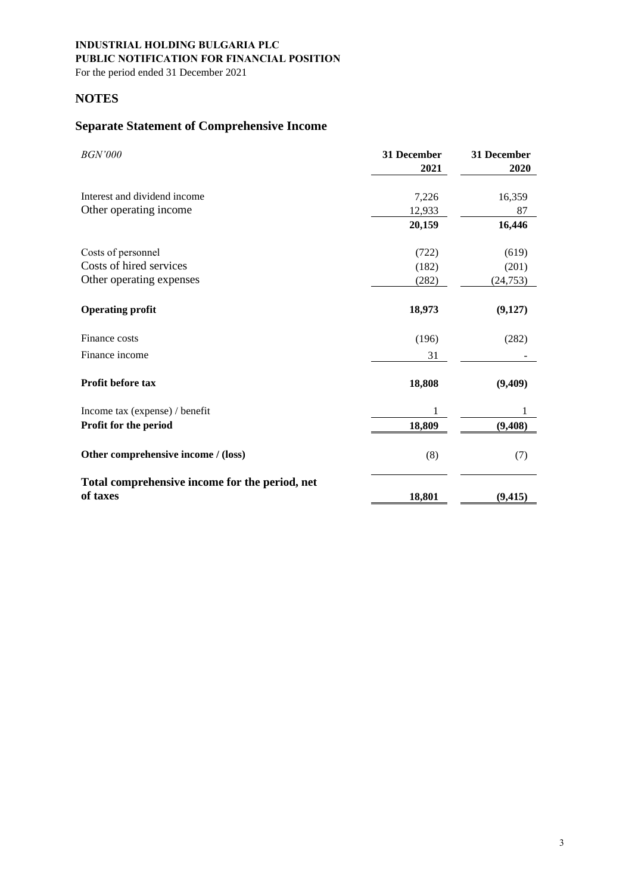**INDUSTRIAL HOLDING BULGARIA PLC**
**PUBLIC NOTIFICATION FOR FINANCIAL POSITION**
For the period ended 31 December 2021

## NOTES

## Separate Statement of Comprehensive Income

| *BGN'000* | **31 December 2021** | **31 December 2020** |
|---|---|---|
| Interest and dividend income | 7,226 | 16,359 |
| Other operating income | 12,933 | 87 |
| | **20,159** | **16,446** |
| Costs of personnel | (722) | (619) |
| Costs of hired services | (182) | (201) |
| Other operating expenses | (282) | (24,753) |
| **Operating profit** | **18,973** | **(9,127)** |
| Finance costs | (196) | (282) |
| Finance income | 31 | - |
| **Profit before tax** | **18,808** | **(9,409)** |
| Income tax (expense) / benefit | 1 | 1 |
| **Profit for the period** | **18,809** | **(9,408)** |
| **Other comprehensive income / (loss)** | (8) | (7) |
| **Total comprehensive income for the period, net of taxes** | **18,801** | **(9,415)** |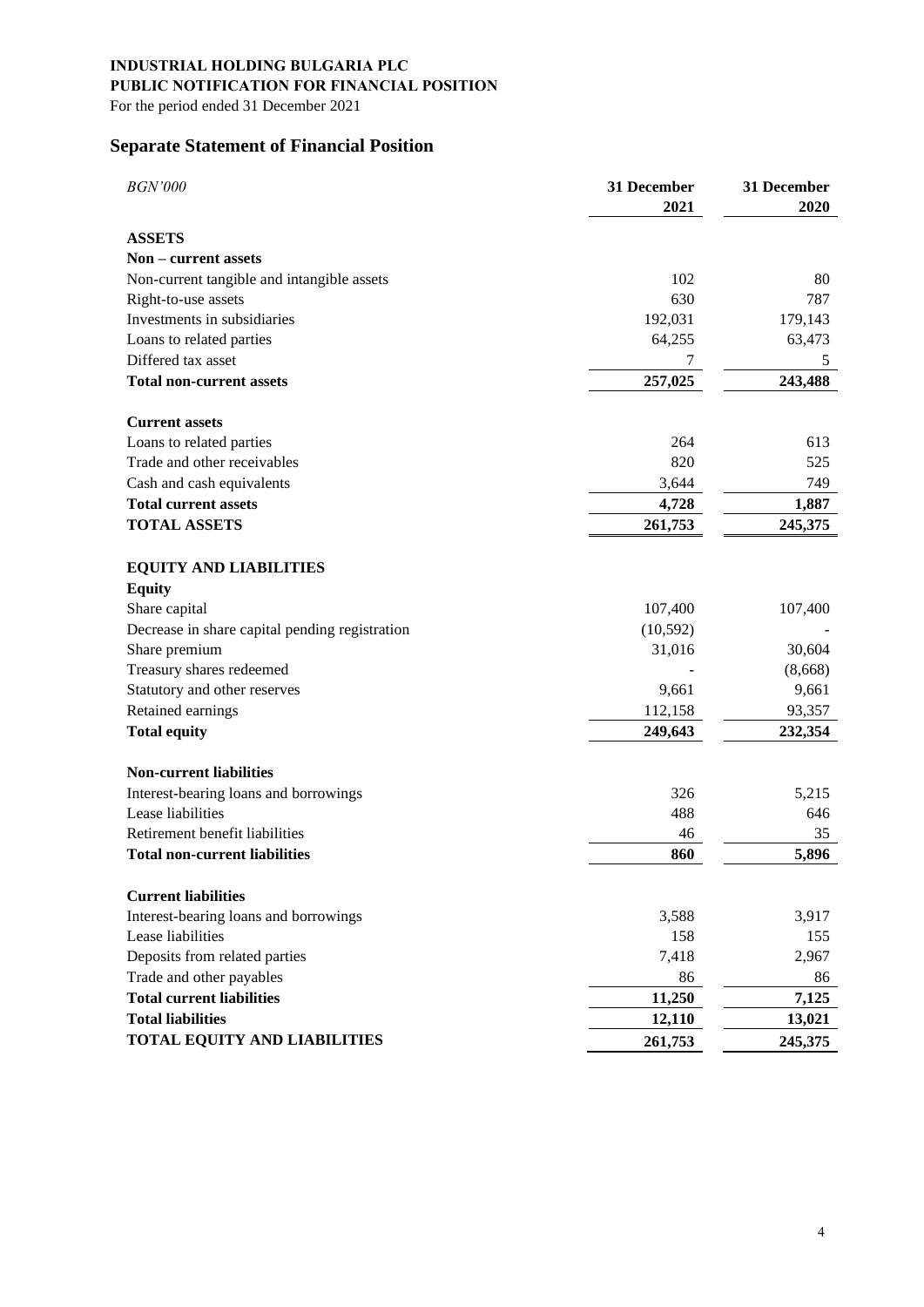**INDUSTRIAL HOLDING BULGARIA PLC**
**PUBLIC NOTIFICATION FOR FINANCIAL POSITION**
For the period ended 31 December 2021

## Separate Statement of Financial Position

| *BGN'000* | **31 December 2021** | **31 December 2020** |
|---|---|---|
| **ASSETS** | | |
| **Non – current assets** | | |
| Non-current tangible and intangible assets | 102 | 80 |
| Right-to-use assets | 630 | 787 |
| Investments in subsidiaries | 192,031 | 179,143 |
| Loans to related parties | 64,255 | 63,473 |
| Differed tax asset | 7 | 5 |
| **Total non-current assets** | **257,025** | **243,488** |
| **Current assets** | | |
| Loans to related parties | 264 | 613 |
| Trade and other receivables | 820 | 525 |
| Cash and cash equivalents | 3,644 | 749 |
| **Total current assets** | **4,728** | **1,887** |
| **TOTAL ASSETS** | **261,753** | **245,375** |
| **EQUITY AND LIABILITIES** | | |
| **Equity** | | |
| Share capital | 107,400 | 107,400 |
| Decrease in share capital pending registration | (10,592) | - |
| Share premium | 31,016 | 30,604 |
| Treasury shares redeemed | - | (8,668) |
| Statutory and other reserves | 9,661 | 9,661 |
| Retained earnings | 112,158 | 93,357 |
| **Total equity** | **249,643** | **232,354** |
| **Non-current liabilities** | | |
| Interest-bearing loans and borrowings | 326 | 5,215 |
| Lease liabilities | 488 | 646 |
| Retirement benefit liabilities | 46 | 35 |
| **Total non-current liabilities** | **860** | **5,896** |
| **Current liabilities** | | |
| Interest-bearing loans and borrowings | 3,588 | 3,917 |
| Lease liabilities | 158 | 155 |
| Deposits from related parties | 7,418 | 2,967 |
| Trade and other payables | 86 | 86 |
| **Total current liabilities** | **11,250** | **7,125** |
| **Total liabilities** | **12,110** | **13,021** |
| **TOTAL EQUITY AND LIABILITIES** | **261,753** | **245,375** |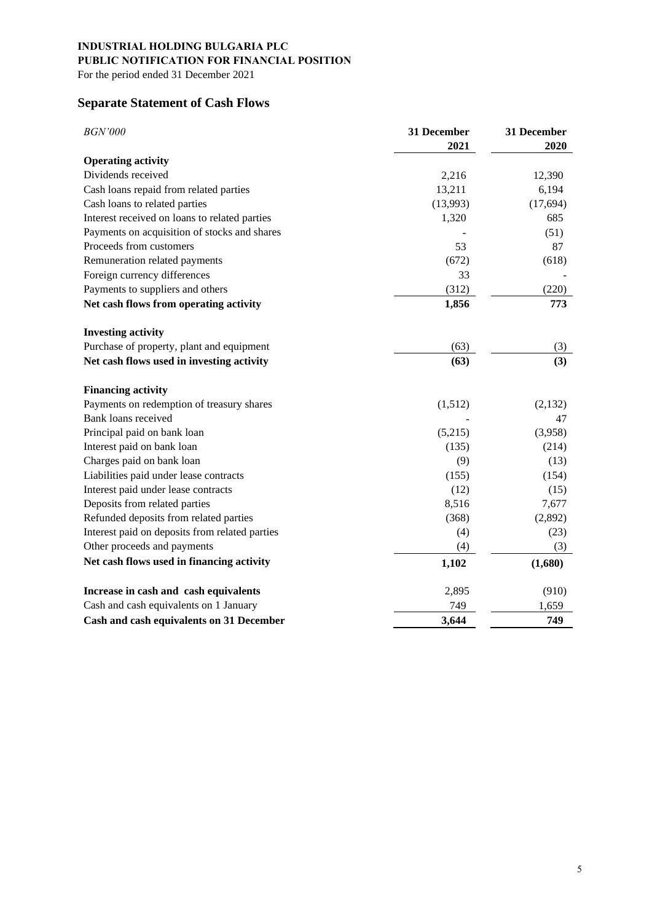**INDUSTRIAL HOLDING BULGARIA PLC**
**PUBLIC NOTIFICATION FOR FINANCIAL POSITION**
For the period ended 31 December 2021

## Separate Statement of Cash Flows

| *BGN'000* | 31 December 2021 | 31 December 2020 |
|---|---|---|
| **Operating activity** | | |
| Dividends received | 2,216 | 12,390 |
| Cash loans repaid from related parties | 13,211 | 6,194 |
| Cash loans to related parties | (13,993) | (17,694) |
| Interest received on loans to related parties | 1,320 | 685 |
| Payments on acquisition of stocks and shares | - | (51) |
| Proceeds from customers | 53 | 87 |
| Remuneration related payments | (672) | (618) |
| Foreign currency differences | 33 | - |
| Payments to suppliers and others | (312) | (220) |
| **Net cash flows from operating activity** | **1,856** | **773** |
| | | |
| **Investing activity** | | |
| Purchase of property, plant and equipment | (63) | (3) |
| **Net cash flows used in investing activity** | **(63)** | **(3)** |
| | | |
| **Financing activity** | | |
| Payments on redemption of treasury shares | (1,512) | (2,132) |
| Bank loans received | - | 47 |
| Principal paid on bank loan | (5,215) | (3,958) |
| Interest paid on bank loan | (135) | (214) |
| Charges paid on bank loan | (9) | (13) |
| Liabilities paid under lease contracts | (155) | (154) |
| Interest paid under lease contracts | (12) | (15) |
| Deposits from related parties | 8,516 | 7,677 |
| Refunded deposits from related parties | (368) | (2,892) |
| Interest paid on deposits from related parties | (4) | (23) |
| Other proceeds and payments | (4) | (3) |
| **Net cash flows used in financing activity** | **1,102** | **(1,680)** |
| | | |
| **Increase in cash and cash equivalents** | 2,895 | (910) |
| Cash and cash equivalents on 1 January | 749 | 1,659 |
| **Cash and cash equivalents on 31 December** | **3,644** | **749** |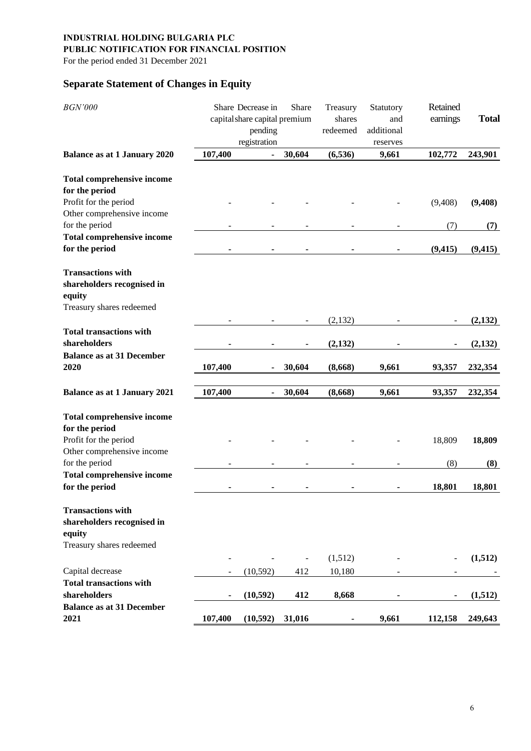**INDUSTRIAL HOLDING BULGARIA PLC**
**PUBLIC NOTIFICATION FOR FINANCIAL POSITION**
For the period ended 31 December 2021

## Separate Statement of Changes in Equity

| *BGN'000* | Share capital | Decrease in share capital pending registration | Share premium | Treasury shares redeemed | Statutory and additional reserves | Retained earnings | **Total** |
|---|---|---|---|---|---|---|---|
| **Balance as at 1 January 2020** | **107,400** | **-** | **30,604** | **(6,536)** | **9,661** | **102,772** | **243,901** |
| **Total comprehensive income for the period** | | | | | | | |
| Profit for the period | - | - | - | - | - | (9,408) | **(9,408)** |
| Other comprehensive income for the period | - | - | - | - | - | (7) | **(7)** |
| **Total comprehensive income for the period** | **-** | **-** | **-** | **-** | **-** | **(9,415)** | **(9,415)** |
| **Transactions with shareholders recognised in equity** | | | | | | | |
| Treasury shares redeemed | - | - | - | (2,132) | - | - | **(2,132)** |
| **Total transactions with shareholders** | **-** | **-** | **-** | **(2,132)** | **-** | **-** | **(2,132)** |
| **Balance as at 31 December 2020** | **107,400** | **-** | **30,604** | **(8,668)** | **9,661** | **93,357** | **232,354** |
| **Balance as at 1 January 2021** | **107,400** | **-** | **30,604** | **(8,668)** | **9,661** | **93,357** | **232,354** |
| **Total comprehensive income for the period** | | | | | | | |
| Profit for the period | - | - | - | - | - | 18,809 | **18,809** |
| Other comprehensive income for the period | - | - | - | - | - | (8) | **(8)** |
| **Total comprehensive income for the period** | **-** | **-** | **-** | **-** | **-** | **18,801** | **18,801** |
| **Transactions with shareholders recognised in equity** | | | | | | | |
| Treasury shares redeemed | - | - | - | (1,512) | - | - | **(1,512)** |
| Capital decrease | - | (10,592) | 412 | 10,180 | - | - | - |
| **Total transactions with shareholders** | **-** | **(10,592)** | **412** | **8,668** | **-** | **-** | **(1,512)** |
| **Balance as at 31 December 2021** | **107,400** | **(10,592)** | **31,016** | **-** | **9,661** | **112,158** | **249,643** |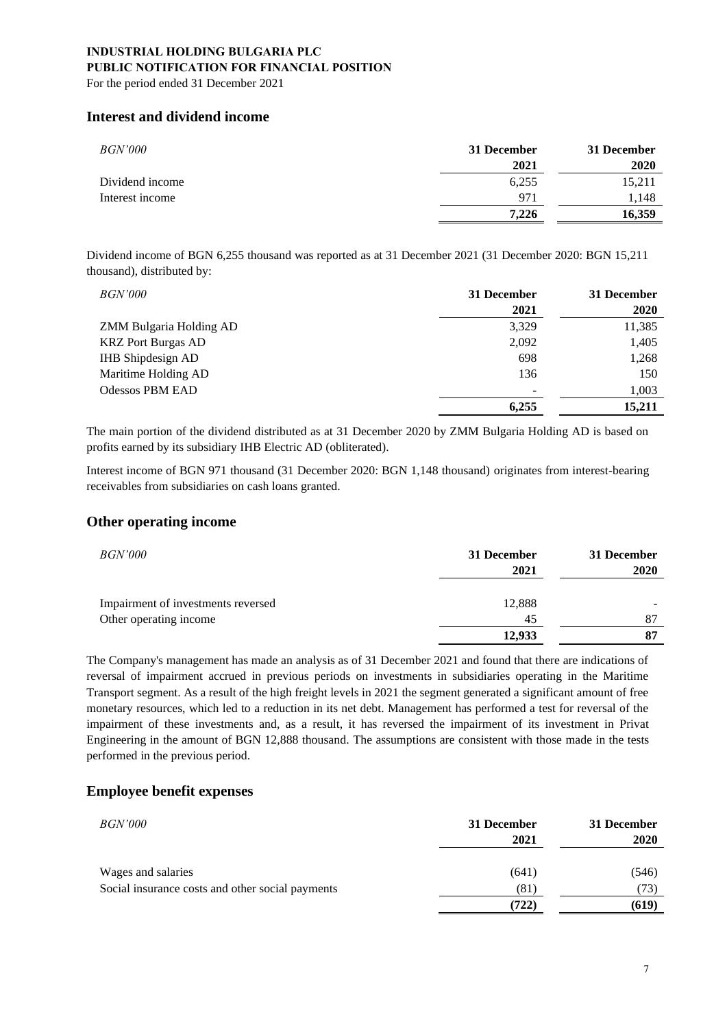## Interest and dividend income

| *BGN'000* | 31 December 2021 | 31 December 2020 |
|---|---|---|
| Dividend income | 6,255 | 15,211 |
| Interest income | 971 | 1,148 |
| | **7,226** | **16,359** |

Dividend income of BGN 6,255 thousand was reported as at 31 December 2021 (31 December 2020: BGN 15,211 thousand), distributed by:

| *BGN'000* | 31 December 2021 | 31 December 2020 |
|---|---|---|
| ZMM Bulgaria Holding AD | 3,329 | 11,385 |
| KRZ Port Burgas AD | 2,092 | 1,405 |
| IHB Shipdesign AD | 698 | 1,268 |
| Maritime Holding AD | 136 | 150 |
| Odessos PBM EAD | - | 1,003 |
| | **6,255** | **15,211** |

The main portion of the dividend distributed as at 31 December 2020 by ZMM Bulgaria Holding AD is based on profits earned by its subsidiary IHB Electric AD (obliterated).

Interest income of BGN 971 thousand (31 December 2020: BGN 1,148 thousand) originates from interest-bearing receivables from subsidiaries on cash loans granted.

## Other operating income

| *BGN'000* | 31 December 2021 | 31 December 2020 |
|---|---|---|
| Impairment of investments reversed | 12,888 | - |
| Other operating income | 45 | 87 |
| | **12,933** | **87** |

The Company's management has made an analysis as of 31 December 2021 and found that there are indications of reversal of impairment accrued in previous periods on investments in subsidiaries operating in the Maritime Transport segment. As a result of the high freight levels in 2021 the segment generated a significant amount of free monetary resources, which led to a reduction in its net debt. Management has performed a test for reversal of the impairment of these investments and, as a result, it has reversed the impairment of its investment in Privat Engineering in the amount of BGN 12,888 thousand. The assumptions are consistent with those made in the tests performed in the previous period.

## Employee benefit expenses

| *BGN'000* | 31 December 2021 | 31 December 2020 |
|---|---|---|
| Wages and salaries | (641) | (546) |
| Social insurance costs and other social payments | (81) | (73) |
| | **(722)** | **(619)** |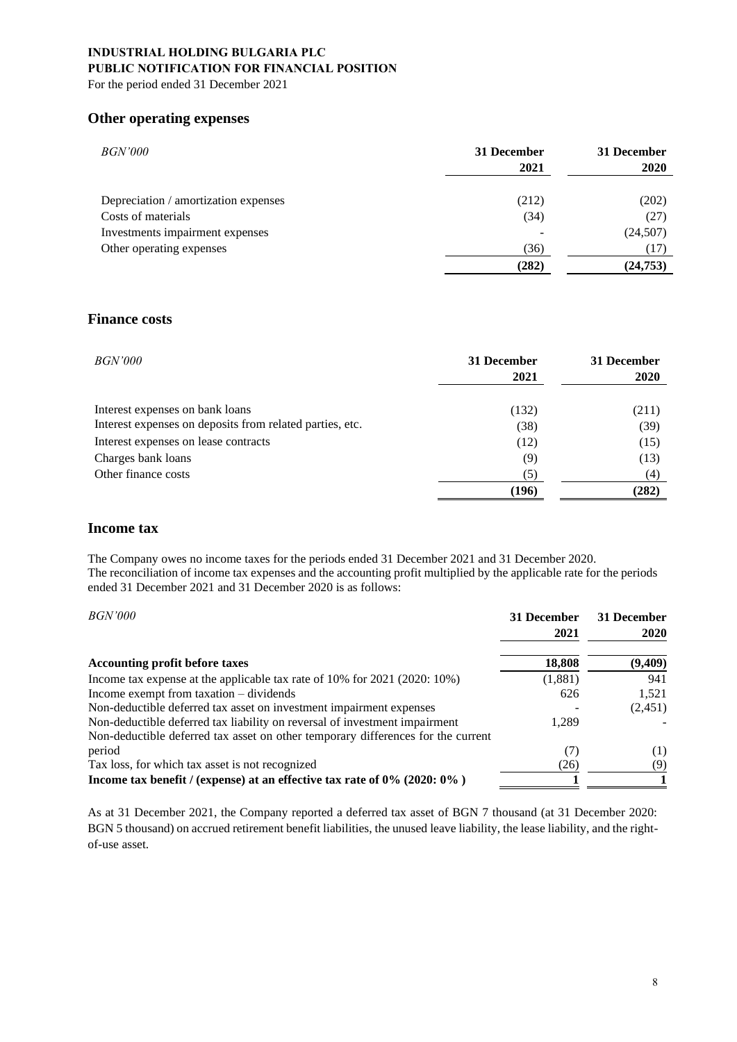## Other operating expenses

| *BGN'000* | 31 December 2021 | 31 December 2020 |
|---|---|---|
| Depreciation / amortization expenses | (212) | (202) |
| Costs of materials | (34) | (27) |
| Investments impairment expenses | - | (24,507) |
| Other operating expenses | (36) | (17) |
| | **(282)** | **(24,753)** |

## Finance costs

| *BGN'000* | 31 December 2021 | 31 December 2020 |
|---|---|---|
| Interest expenses on bank loans | (132) | (211) |
| Interest expenses on deposits from related parties, etc. | (38) | (39) |
| Interest expenses on lease contracts | (12) | (15) |
| Charges bank loans | (9) | (13) |
| Other finance costs | (5) | (4) |
| | **(196)** | **(282)** |

## Income tax

The Company owes no income taxes for the periods ended 31 December 2021 and 31 December 2020.
The reconciliation of income tax expenses and the accounting profit multiplied by the applicable rate for the periods ended 31 December 2021 and 31 December 2020 is as follows:

| *BGN'000* | 31 December 2021 | 31 December 2020 |
|---|---|---|
| **Accounting profit before taxes** | **18,808** | **(9,409)** |
| Income tax expense at the applicable tax rate of 10% for 2021 (2020: 10%) | (1,881) | 941 |
| Income exempt from taxation – dividends | 626 | 1,521 |
| Non-deductible deferred tax asset on investment impairment expenses | - | (2,451) |
| Non-deductible deferred tax liability on reversal of investment impairment | 1,289 | - |
| Non-deductible deferred tax asset on other temporary differences for the current period | (7) | (1) |
| Tax loss, for which tax asset is not recognized | (26) | (9) |
| **Income tax benefit / (expense) at an effective tax rate of 0% (2020: 0% )** | **1** | **1** |

As at 31 December 2021, the Company reported a deferred tax asset of BGN 7 thousand (at 31 December 2020: BGN 5 thousand) on accrued retirement benefit liabilities, the unused leave liability, the lease liability, and the right-of-use asset.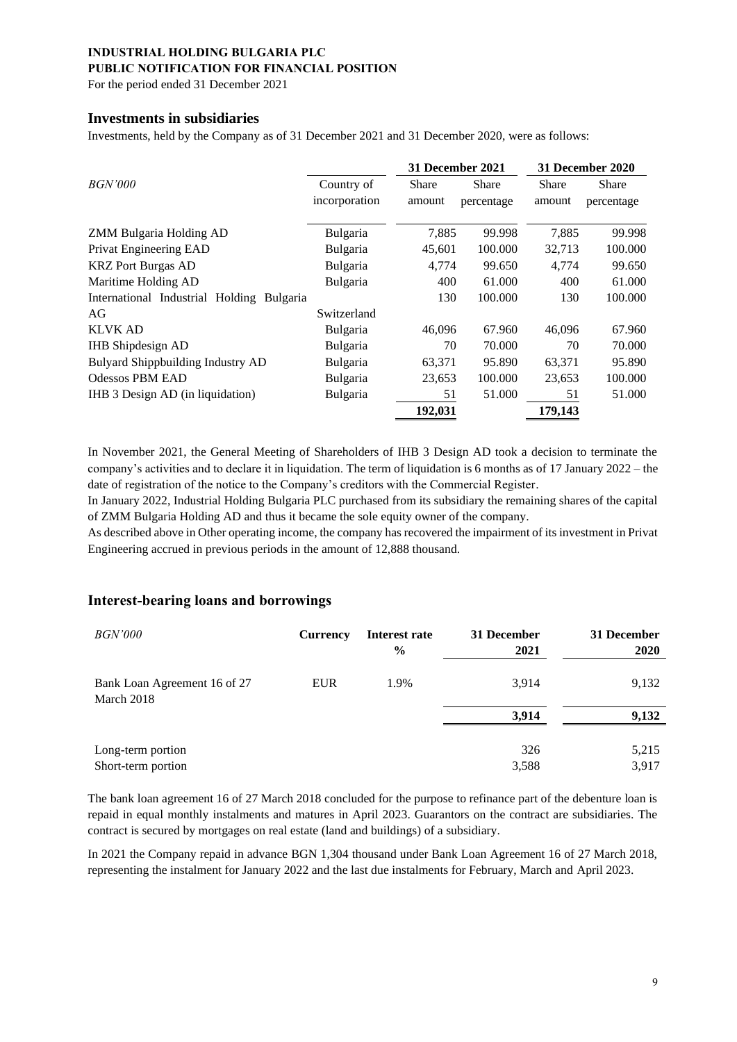## Investments in subsidiaries

Investments, held by the Company as of 31 December 2021 and 31 December 2020, were as follows:

| *BGN'000* | Country of incorporation | 31 December 2021 | | 31 December 2020 | |
|---|---|---|---|---|---|
| | | Share amount | Share percentage | Share amount | Share percentage |
| ZMM Bulgaria Holding AD | Bulgaria | 7,885 | 99.998 | 7,885 | 99.998 |
| Privat Engineering EAD | Bulgaria | 45,601 | 100.000 | 32,713 | 100.000 |
| KRZ Port Burgas AD | Bulgaria | 4,774 | 99.650 | 4,774 | 99.650 |
| Maritime Holding AD | Bulgaria | 400 | 61.000 | 400 | 61.000 |
| International Industrial Holding Bulgaria AG | Switzerland | 130 | 100.000 | 130 | 100.000 |
| KLVK AD | Bulgaria | 46,096 | 67.960 | 46,096 | 67.960 |
| IHB Shipdesign AD | Bulgaria | 70 | 70.000 | 70 | 70.000 |
| Bulyard Shippbuilding Industry AD | Bulgaria | 63,371 | 95.890 | 63,371 | 95.890 |
| Odessos PBM EAD | Bulgaria | 23,653 | 100.000 | 23,653 | 100.000 |
| IHB 3 Design AD (in liquidation) | Bulgaria | 51 | 51.000 | 51 | 51.000 |
| | | **192,031** | | **179,143** | |

In November 2021, the General Meeting of Shareholders of IHB 3 Design AD took a decision to terminate the company's activities and to declare it in liquidation. The term of liquidation is 6 months as of 17 January 2022 – the date of registration of the notice to the Company's creditors with the Commercial Register.

In January 2022, Industrial Holding Bulgaria PLC purchased from its subsidiary the remaining shares of the capital of ZMM Bulgaria Holding AD and thus it became the sole equity owner of the company.

As described above in Other operating income, the company has recovered the impairment of its investment in Privat Engineering accrued in previous periods in the amount of 12,888 thousand.

## Interest-bearing loans and borrowings

| *BGN'000* | Currency | Interest rate % | 31 December 2021 | 31 December 2020 |
|---|---|---|---|---|
| Bank Loan Agreement 16 of 27 March 2018 | EUR | 1.9% | 3,914 | 9,132 |
| | | | **3,914** | **9,132** |
| Long-term portion | | | 326 | 5,215 |
| Short-term portion | | | 3,588 | 3,917 |

The bank loan agreement 16 of 27 March 2018 concluded for the purpose to refinance part of the debenture loan is repaid in equal monthly instalments and matures in April 2023. Guarantors on the contract are subsidiaries. The contract is secured by mortgages on real estate (land and buildings) of a subsidiary.

In 2021 the Company repaid in advance BGN 1,304 thousand under Bank Loan Agreement 16 of 27 March 2018, representing the instalment for January 2022 and the last due instalments for February, March and April 2023.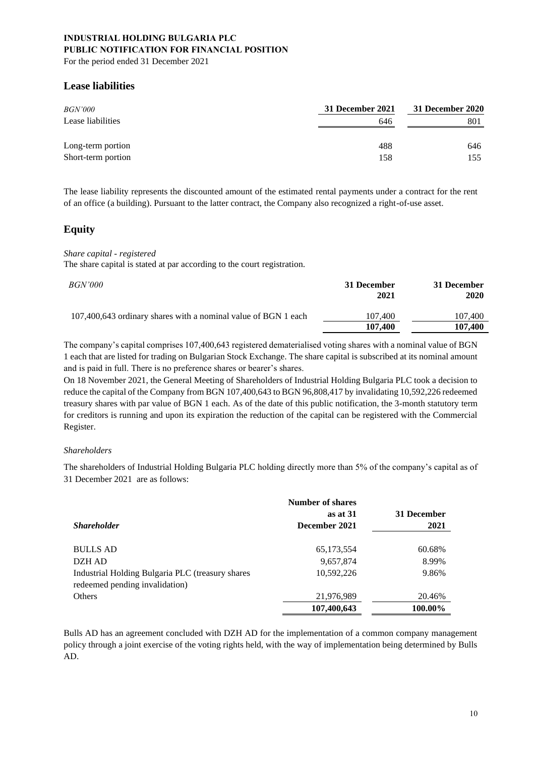## Lease liabilities

| *BGN'000* | 31 December 2021 | 31 December 2020 |
|---|---|---|
| Lease liabilities | 646 | 801 |
| Long-term portion | 488 | 646 |
| Short-term portion | 158 | 155 |

The lease liability represents the discounted amount of the estimated rental payments under a contract for the rent of an office (a building). Pursuant to the latter contract, the Company also recognized a right-of-use asset.

## Equity

*Share capital - registered*

The share capital is stated at par according to the court registration.

| *BGN'000* | 31 December 2021 | 31 December 2020 |
|---|---|---|
| 107,400,643 ordinary shares with a nominal value of BGN 1 each | 107,400 | 107,400 |
| | **107,400** | **107,400** |

The company's capital comprises 107,400,643 registered dematerialised voting shares with a nominal value of BGN 1 each that are listed for trading on Bulgarian Stock Exchange. The share capital is subscribed at its nominal amount and is paid in full. There is no preference shares or bearer's shares.

On 18 November 2021, the General Meeting of Shareholders of Industrial Holding Bulgaria PLC took a decision to reduce the capital of the Company from BGN 107,400,643 to BGN 96,808,417 by invalidating 10,592,226 redeemed treasury shares with par value of BGN 1 each. As of the date of this public notification, the 3-month statutory term for creditors is running and upon its expiration the reduction of the capital can be registered with the Commercial Register.

*Shareholders*

The shareholders of Industrial Holding Bulgaria PLC holding directly more than 5% of the company's capital as of 31 December 2021 are as follows:

| *Shareholder* | Number of shares as at 31 December 2021 | 31 December 2021 |
|---|---|---|
| BULLS AD | 65,173,554 | 60.68% |
| DZH AD | 9,657,874 | 8.99% |
| Industrial Holding Bulgaria PLC (treasury shares redeemed pending invalidation) | 10,592,226 | 9.86% |
| Others | 21,976,989 | 20.46% |
| | **107,400,643** | **100.00%** |

Bulls AD has an agreement concluded with DZH AD for the implementation of a common company management policy through a joint exercise of the voting rights held, with the way of implementation being determined by Bulls AD.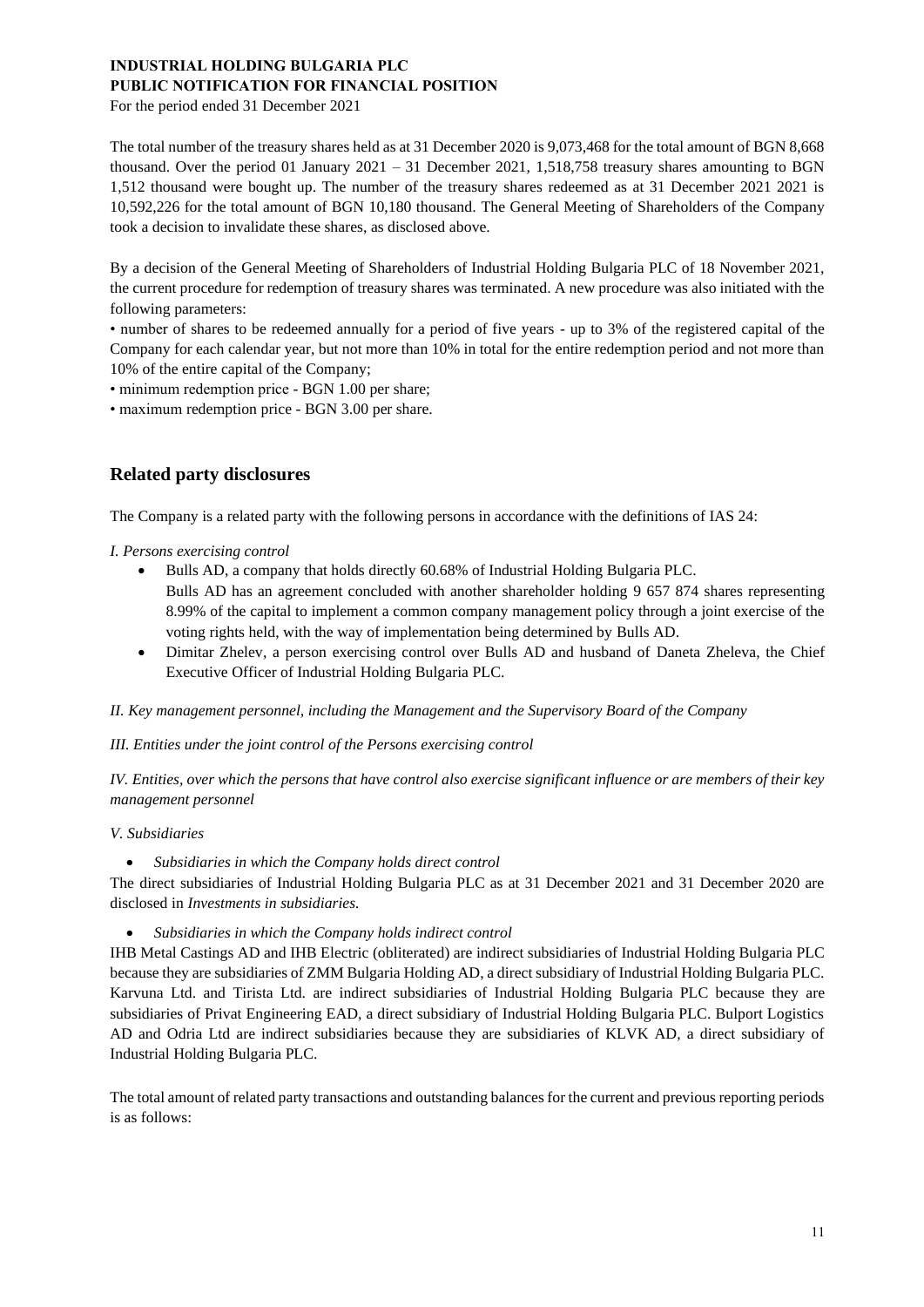The total number of the treasury shares held as at 31 December 2020 is 9,073,468 for the total amount of BGN 8,668 thousand. Over the period 01 January 2021 – 31 December 2021, 1,518,758 treasury shares amounting to BGN 1,512 thousand were bought up. The number of the treasury shares redeemed as at 31 December 2021 2021 is 10,592,226 for the total amount of BGN 10,180 thousand. The General Meeting of Shareholders of the Company took a decision to invalidate these shares, as disclosed above.

By a decision of the General Meeting of Shareholders of Industrial Holding Bulgaria PLC of 18 November 2021, the current procedure for redemption of treasury shares was terminated. A new procedure was also initiated with the following parameters:

• number of shares to be redeemed annually for a period of five years - up to 3% of the registered capital of the Company for each calendar year, but not more than 10% in total for the entire redemption period and not more than 10% of the entire capital of the Company;

• minimum redemption price - BGN 1.00 per share;

• maximum redemption price - BGN 3.00 per share.

## Related party disclosures

The Company is a related party with the following persons in accordance with the definitions of IAS 24:

*I. Persons exercising control*

- Bulls AD, a company that holds directly 60.68% of Industrial Holding Bulgaria PLC.
  Bulls AD has an agreement concluded with another shareholder holding 9 657 874 shares representing 8.99% of the capital to implement a common company management policy through a joint exercise of the voting rights held, with the way of implementation being determined by Bulls AD.
- Dimitar Zhelev, a person exercising control over Bulls AD and husband of Daneta Zheleva, the Chief Executive Officer of Industrial Holding Bulgaria PLC.

*II. Key management personnel, including the Management and the Supervisory Board of the Company*

*III. Entities under the joint control of the Persons exercising control*

*IV. Entities, over which the persons that have control also exercise significant influence or are members of their key management personnel*

*V. Subsidiaries*

- *Subsidiaries in which the Company holds direct control*

The direct subsidiaries of Industrial Holding Bulgaria PLC as at 31 December 2021 and 31 December 2020 are disclosed in *Investments in subsidiaries.*

- *Subsidiaries in which the Company holds indirect control*

IHB Metal Castings AD and IHB Electric (obliterated) are indirect subsidiaries of Industrial Holding Bulgaria PLC because they are subsidiaries of ZMM Bulgaria Holding AD, a direct subsidiary of Industrial Holding Bulgaria PLC. Karvuna Ltd. and Tirista Ltd. are indirect subsidiaries of Industrial Holding Bulgaria PLC because they are subsidiaries of Privat Engineering EAD, a direct subsidiary of Industrial Holding Bulgaria PLC. Bulport Logistics AD and Odria Ltd are indirect subsidiaries because they are subsidiaries of KLVK AD, a direct subsidiary of Industrial Holding Bulgaria PLC.

The total amount of related party transactions and outstanding balances for the current and previous reporting periods is as follows: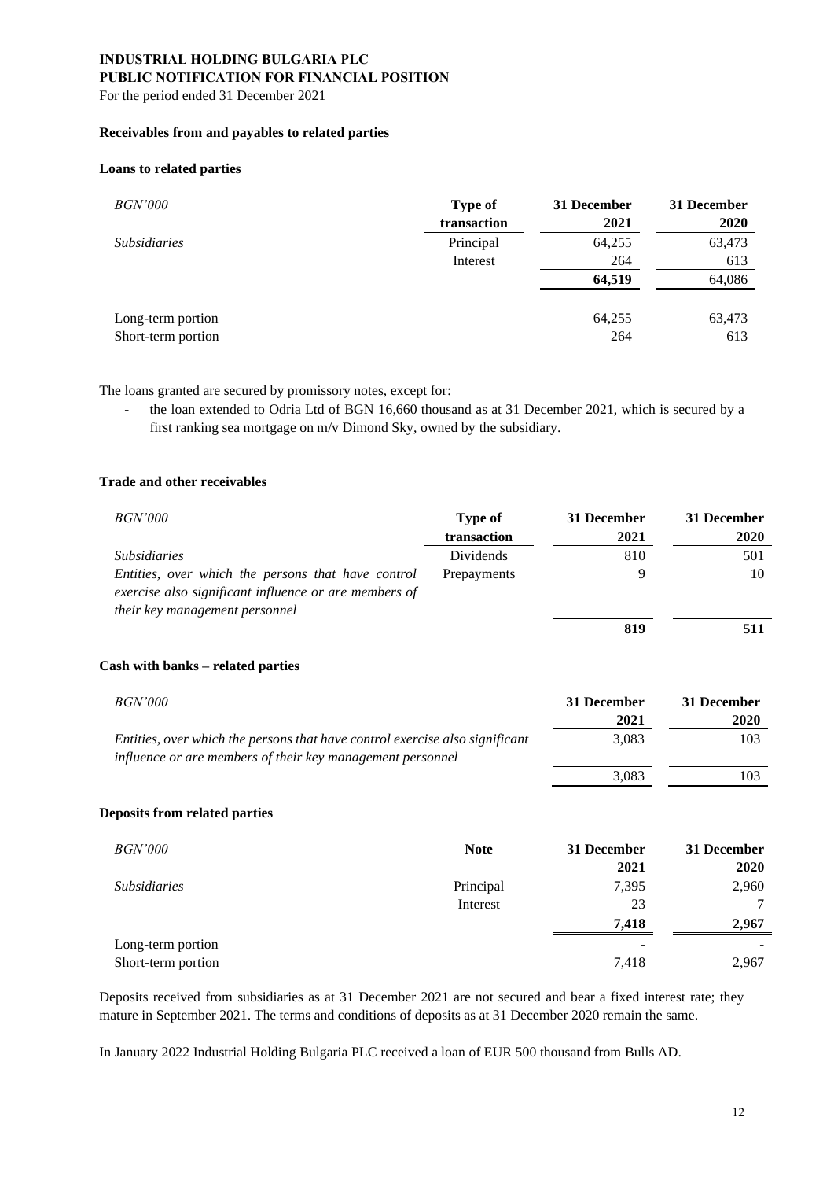**INDUSTRIAL HOLDING BULGARIA PLC**
**PUBLIC NOTIFICATION FOR FINANCIAL POSITION**
For the period ended 31 December 2021

**Receivables from and payables to related parties**

**Loans to related parties**

| *BGN'000* | **Type of transaction** | **31 December 2021** | **31 December 2020** |
|---|---|---|---|
| *Subsidiaries* | Principal | 64,255 | 63,473 |
| | Interest | 264 | 613 |
| | | **64,519** | 64,086 |
| Long-term portion | | 64,255 | 63,473 |
| Short-term portion | | 264 | 613 |

The loans granted are secured by promissory notes, except for:

- the loan extended to Odria Ltd of BGN 16,660 thousand as at 31 December 2021, which is secured by a first ranking sea mortgage on m/v Dimond Sky, owned by the subsidiary.

**Trade and other receivables**

| *BGN'000* | **Type of transaction** | **31 December 2021** | **31 December 2020** |
|---|---|---|---|
| *Subsidiaries* | Dividends | 810 | 501 |
| *Entities, over which the persons that have control exercise also significant influence or are members of their key management personnel* | Prepayments | 9 | 10 |
| | | **819** | **511** |

**Cash with banks – related parties**

| *BGN'000* | **31 December 2021** | **31 December 2020** |
|---|---|---|
| *Entities, over which the persons that have control exercise also significant influence or are members of their key management personnel* | 3,083 | 103 |
| | 3,083 | 103 |

**Deposits from related parties**

| *BGN'000* | **Note** | **31 December 2021** | **31 December 2020** |
|---|---|---|---|
| *Subsidiaries* | Principal | 7,395 | 2,960 |
| | Interest | 23 | 7 |
| | | **7,418** | **2,967** |
| Long-term portion | | - | - |
| Short-term portion | | 7,418 | 2,967 |

Deposits received from subsidiaries as at 31 December 2021 are not secured and bear a fixed interest rate; they mature in September 2021. The terms and conditions of deposits as at 31 December 2020 remain the same.

In January 2022 Industrial Holding Bulgaria PLC received a loan of EUR 500 thousand from Bulls AD.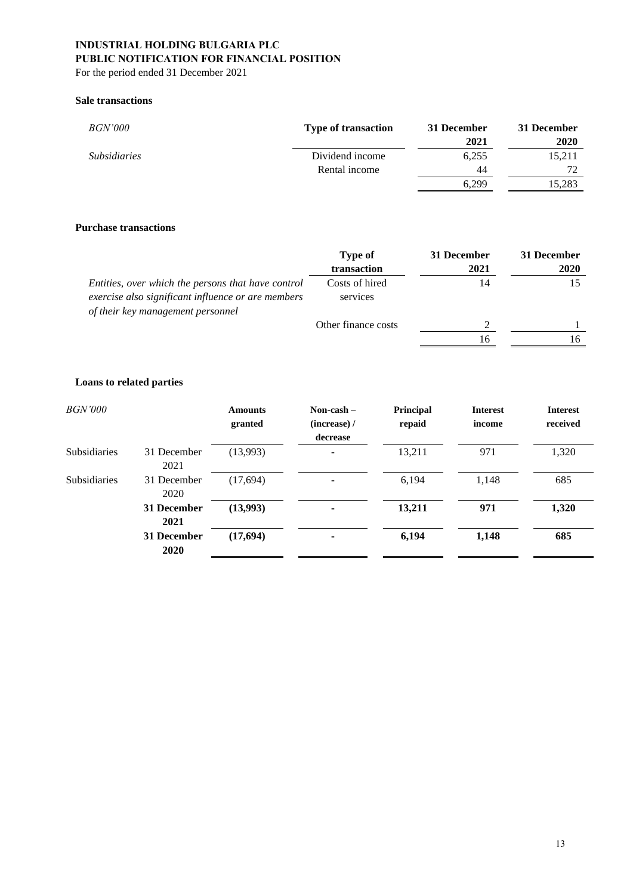**INDUSTRIAL HOLDING BULGARIA PLC**
**PUBLIC NOTIFICATION FOR FINANCIAL POSITION**
For the period ended 31 December 2021

### Sale transactions

| *BGN'000* | Type of transaction | 31 December 2021 | 31 December 2020 |
|---|---|---|---|
| *Subsidiaries* | Dividend income | 6,255 | 15,211 |
| | Rental income | 44 | 72 |
| | | 6,299 | 15,283 |

### Purchase transactions

| | Type of transaction | 31 December 2021 | 31 December 2020 |
|---|---|---|---|
| *Entities, over which the persons that have control exercise also significant influence or are members of their key management personnel* | Costs of hired services | 14 | 15 |
| | Other finance costs | 2 | 1 |
| | | 16 | 16 |

### Loans to related parties

| *BGN'000* | | Amounts granted | Non-cash – (increase) / decrease | Principal repaid | Interest income | Interest received |
|---|---|---|---|---|---|---|
| Subsidiaries | 31 December 2021 | (13,993) | - | 13,211 | 971 | 1,320 |
| Subsidiaries | 31 December 2020 | (17,694) | - | 6,194 | 1,148 | 685 |
| | **31 December 2021** | **(13,993)** | **-** | **13,211** | **971** | **1,320** |
| | **31 December 2020** | **(17,694)** | **-** | **6,194** | **1,148** | **685** |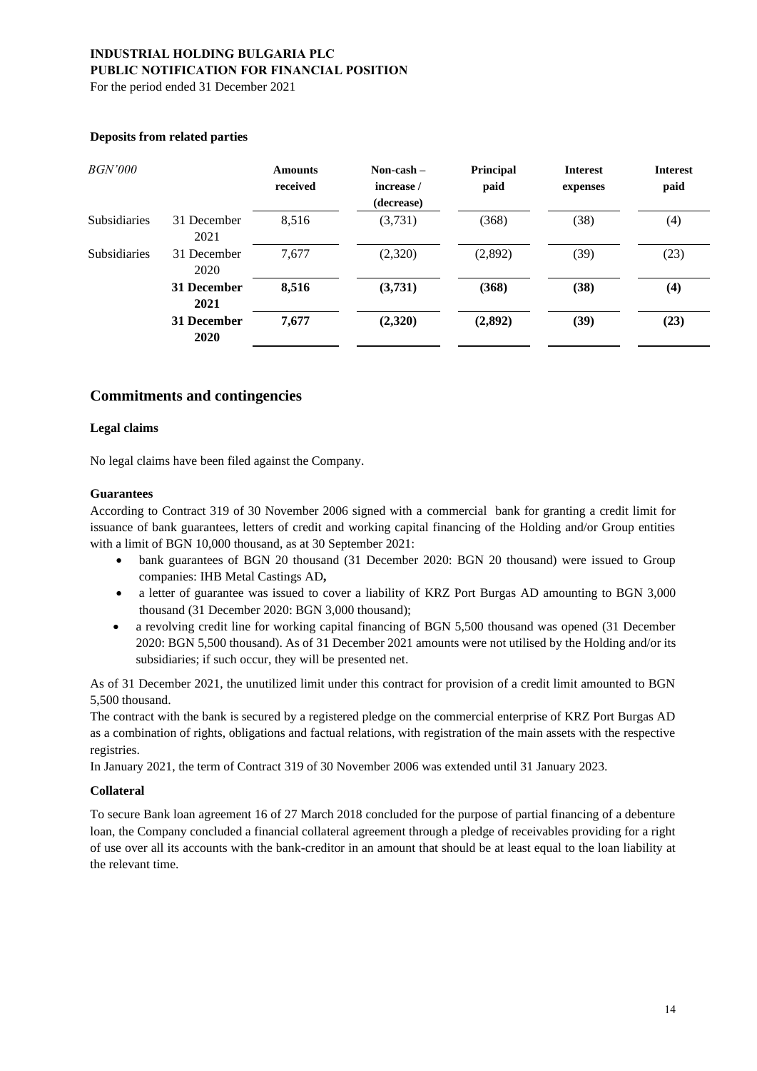**Deposits from related parties**

| *BGN'000* | | **Amounts received** | **Non-cash – increase / (decrease)** | **Principal paid** | **Interest expenses** | **Interest paid** |
|---|---|---|---|---|---|---|
| Subsidiaries | 31 December 2021 | 8,516 | (3,731) | (368) | (38) | (4) |
| Subsidiaries | 31 December 2020 | 7,677 | (2,320) | (2,892) | (39) | (23) |
| | **31 December 2021** | **8,516** | **(3,731)** | **(368)** | **(38)** | **(4)** |
| | **31 December 2020** | **7,677** | **(2,320)** | **(2,892)** | **(39)** | **(23)** |

## Commitments and contingencies

**Legal claims**

No legal claims have been filed against the Company.

**Guarantees**

According to Contract 319 of 30 November 2006 signed with a commercial bank for granting a credit limit for issuance of bank guarantees, letters of credit and working capital financing of the Holding and/or Group entities with a limit of BGN 10,000 thousand, as at 30 September 2021:

- bank guarantees of BGN 20 thousand (31 December 2020: BGN 20 thousand) were issued to Group companies: IHB Metal Castings AD**,**
- a letter of guarantee was issued to cover a liability of KRZ Port Burgas AD amounting to BGN 3,000 thousand (31 December 2020: BGN 3,000 thousand);
- a revolving credit line for working capital financing of BGN 5,500 thousand was opened (31 December 2020: BGN 5,500 thousand). As of 31 December 2021 amounts were not utilised by the Holding and/or its subsidiaries; if such occur, they will be presented net.

As of 31 December 2021, the unutilized limit under this contract for provision of a credit limit amounted to BGN 5,500 thousand.

The contract with the bank is secured by a registered pledge on the commercial enterprise of KRZ Port Burgas AD as a combination of rights, obligations and factual relations, with registration of the main assets with the respective registries.

In January 2021, the term of Contract 319 of 30 November 2006 was extended until 31 January 2023.

**Collateral**

To secure Bank loan agreement 16 of 27 March 2018 concluded for the purpose of partial financing of a debenture loan, the Company concluded a financial collateral agreement through a pledge of receivables providing for a right of use over all its accounts with the bank-creditor in an amount that should be at least equal to the loan liability at the relevant time.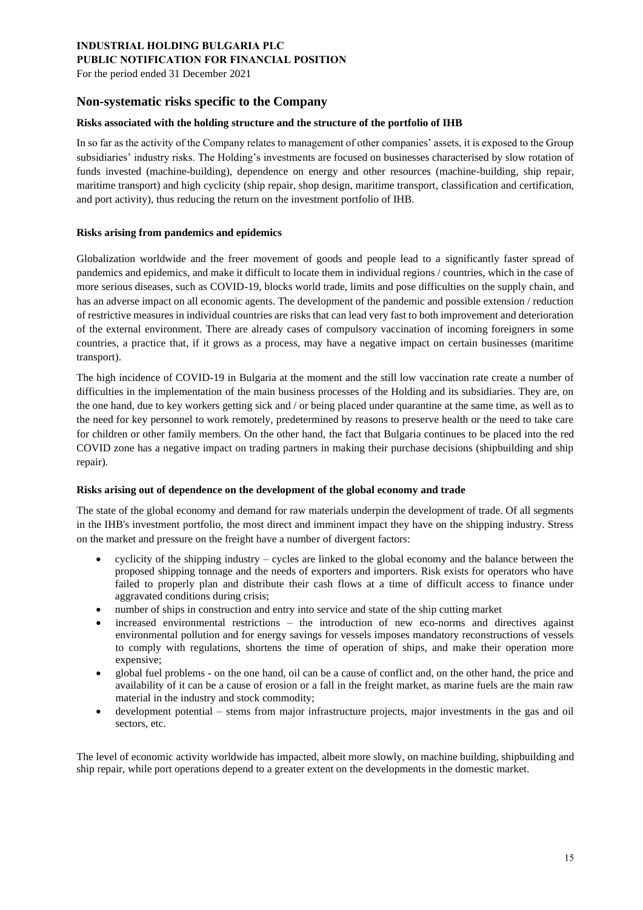## Non-systematic risks specific to the Company

### Risks associated with the holding structure and the structure of the portfolio of IHB

In so far as the activity of the Company relates to management of other companies' assets, it is exposed to the Group subsidiaries' industry risks. The Holding's investments are focused on businesses characterised by slow rotation of funds invested (machine-building), dependence on energy and other resources (machine-building, ship repair, maritime transport) and high cyclicity (ship repair, shop design, maritime transport, classification and certification, and port activity), thus reducing the return on the investment portfolio of IHB.

### Risks arising from pandemics and epidemics

Globalization worldwide and the freer movement of goods and people lead to a significantly faster spread of pandemics and epidemics, and make it difficult to locate them in individual regions / countries, which in the case of more serious diseases, such as COVID-19, blocks world trade, limits and pose difficulties on the supply chain, and has an adverse impact on all economic agents. The development of the pandemic and possible extension / reduction of restrictive measures in individual countries are risks that can lead very fast to both improvement and deterioration of the external environment. There are already cases of compulsory vaccination of incoming foreigners in some countries, a practice that, if it grows as a process, may have a negative impact on certain businesses (maritime transport).

The high incidence of COVID-19 in Bulgaria at the moment and the still low vaccination rate create a number of difficulties in the implementation of the main business processes of the Holding and its subsidiaries. They are, on the one hand, due to key workers getting sick and / or being placed under quarantine at the same time, as well as to the need for key personnel to work remotely, predetermined by reasons to preserve health or the need to take care for children or other family members. On the other hand, the fact that Bulgaria continues to be placed into the red COVID zone has a negative impact on trading partners in making their purchase decisions (shipbuilding and ship repair).

### Risks arising out of dependence on the development of the global economy and trade

The state of the global economy and demand for raw materials underpin the development of trade. Of all segments in the IHB's investment portfolio, the most direct and imminent impact they have on the shipping industry. Stress on the market and pressure on the freight have a number of divergent factors:

- cyclicity of the shipping industry – cycles are linked to the global economy and the balance between the proposed shipping tonnage and the needs of exporters and importers. Risk exists for operators who have failed to properly plan and distribute their cash flows at a time of difficult access to finance under aggravated conditions during crisis;
- number of ships in construction and entry into service and state of the ship cutting market
- increased environmental restrictions – the introduction of new eco-norms and directives against environmental pollution and for energy savings for vessels imposes mandatory reconstructions of vessels to comply with regulations, shortens the time of operation of ships, and make their operation more expensive;
- global fuel problems - on the one hand, oil can be a cause of conflict and, on the other hand, the price and availability of it can be a cause of erosion or a fall in the freight market, as marine fuels are the main raw material in the industry and stock commodity;
- development potential – stems from major infrastructure projects, major investments in the gas and oil sectors, etc.

The level of economic activity worldwide has impacted, albeit more slowly, on machine building, shipbuilding and ship repair, while port operations depend to a greater extent on the developments in the domestic market.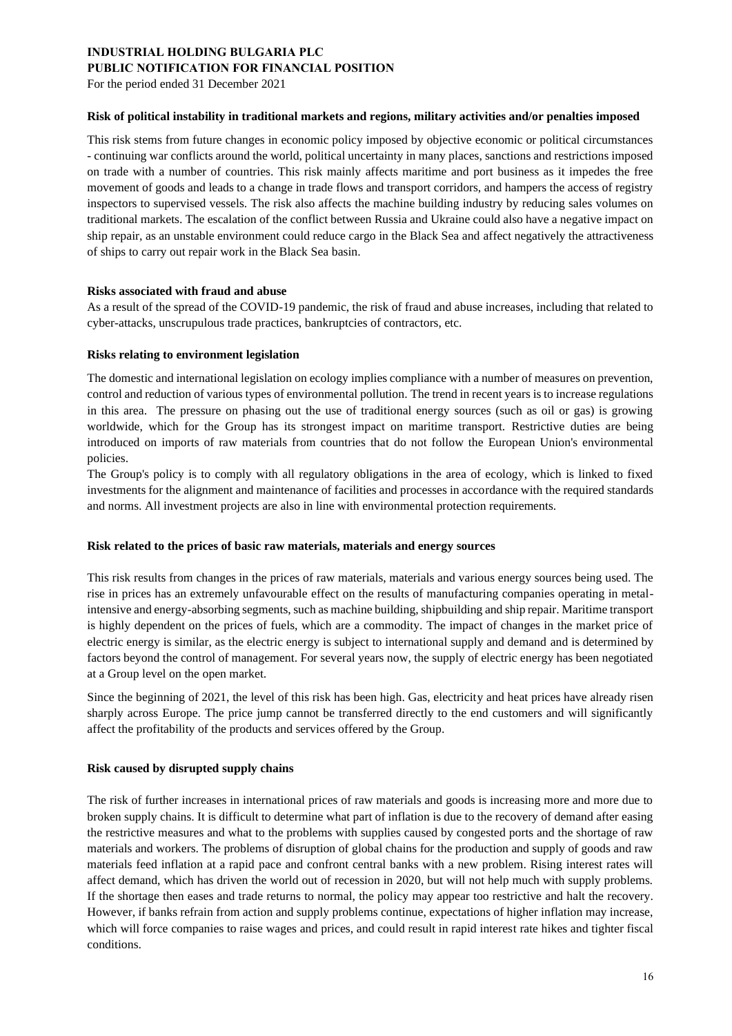#### Risk of political instability in traditional markets and regions, military activities and/or penalties imposed

This risk stems from future changes in economic policy imposed by objective economic or political circumstances - continuing war conflicts around the world, political uncertainty in many places, sanctions and restrictions imposed on trade with a number of countries. This risk mainly affects maritime and port business as it impedes the free movement of goods and leads to a change in trade flows and transport corridors, and hampers the access of registry inspectors to supervised vessels. The risk also affects the machine building industry by reducing sales volumes on traditional markets. The escalation of the conflict between Russia and Ukraine could also have a negative impact on ship repair, as an unstable environment could reduce cargo in the Black Sea and affect negatively the attractiveness of ships to carry out repair work in the Black Sea basin.

#### Risks associated with fraud and abuse

As a result of the spread of the COVID-19 pandemic, the risk of fraud and abuse increases, including that related to cyber-attacks, unscrupulous trade practices, bankruptcies of contractors, etc.

#### Risks relating to environment legislation

The domestic and international legislation on ecology implies compliance with a number of measures on prevention, control and reduction of various types of environmental pollution. The trend in recent years is to increase regulations in this area. The pressure on phasing out the use of traditional energy sources (such as oil or gas) is growing worldwide, which for the Group has its strongest impact on maritime transport. Restrictive duties are being introduced on imports of raw materials from countries that do not follow the European Union's environmental policies.

The Group's policy is to comply with all regulatory obligations in the area of ecology, which is linked to fixed investments for the alignment and maintenance of facilities and processes in accordance with the required standards and norms. All investment projects are also in line with environmental protection requirements.

#### Risk related to the prices of basic raw materials, materials and energy sources

This risk results from changes in the prices of raw materials, materials and various energy sources being used. The rise in prices has an extremely unfavourable effect on the results of manufacturing companies operating in metal-intensive and energy-absorbing segments, such as machine building, shipbuilding and ship repair. Maritime transport is highly dependent on the prices of fuels, which are a commodity. The impact of changes in the market price of electric energy is similar, as the electric energy is subject to international supply and demand and is determined by factors beyond the control of management. For several years now, the supply of electric energy has been negotiated at a Group level on the open market.

Since the beginning of 2021, the level of this risk has been high. Gas, electricity and heat prices have already risen sharply across Europe. The price jump cannot be transferred directly to the end customers and will significantly affect the profitability of the products and services offered by the Group.

#### Risk caused by disrupted supply chains

The risk of further increases in international prices of raw materials and goods is increasing more and more due to broken supply chains. It is difficult to determine what part of inflation is due to the recovery of demand after easing the restrictive measures and what to the problems with supplies caused by congested ports and the shortage of raw materials and workers. The problems of disruption of global chains for the production and supply of goods and raw materials feed inflation at a rapid pace and confront central banks with a new problem. Rising interest rates will affect demand, which has driven the world out of recession in 2020, but will not help much with supply problems. If the shortage then eases and trade returns to normal, the policy may appear too restrictive and halt the recovery. However, if banks refrain from action and supply problems continue, expectations of higher inflation may increase, which will force companies to raise wages and prices, and could result in rapid interest rate hikes and tighter fiscal conditions.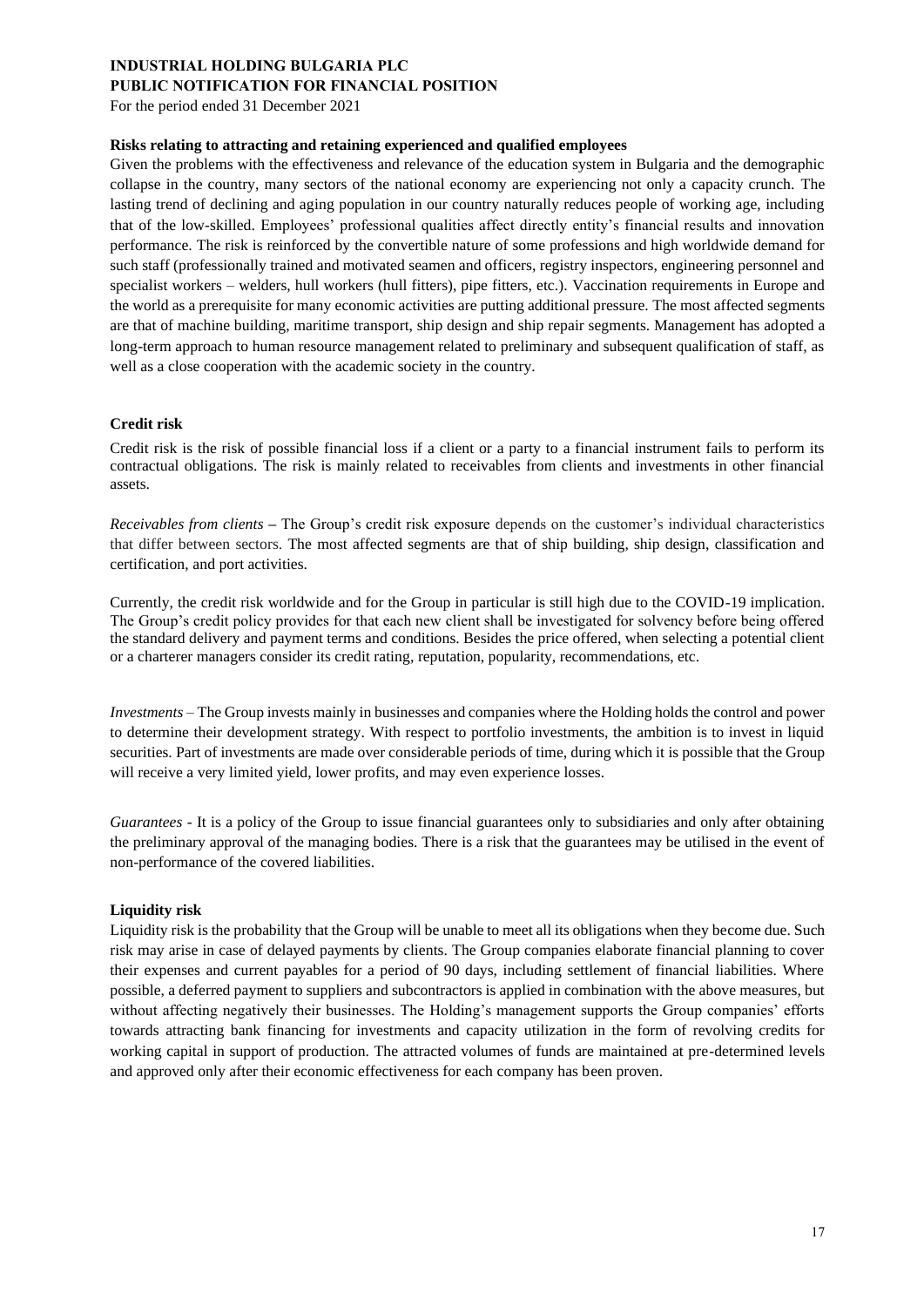### Risks relating to attracting and retaining experienced and qualified employees

Given the problems with the effectiveness and relevance of the education system in Bulgaria and the demographic collapse in the country, many sectors of the national economy are experiencing not only a capacity crunch. The lasting trend of declining and aging population in our country naturally reduces people of working age, including that of the low-skilled. Employees' professional qualities affect directly entity's financial results and innovation performance. The risk is reinforced by the convertible nature of some professions and high worldwide demand for such staff (professionally trained and motivated seamen and officers, registry inspectors, engineering personnel and specialist workers – welders, hull workers (hull fitters), pipe fitters, etc.). Vaccination requirements in Europe and the world as a prerequisite for many economic activities are putting additional pressure. The most affected segments are that of machine building, maritime transport, ship design and ship repair segments. Management has adopted a long-term approach to human resource management related to preliminary and subsequent qualification of staff, as well as a close cooperation with the academic society in the country.

### Credit risk

Credit risk is the risk of possible financial loss if a client or a party to a financial instrument fails to perform its contractual obligations. The risk is mainly related to receivables from clients and investments in other financial assets.

*Receivables from clients* – The Group's credit risk exposure depends on the customer's individual characteristics that differ between sectors. The most affected segments are that of ship building, ship design, classification and certification, and port activities.

Currently, the credit risk worldwide and for the Group in particular is still high due to the COVID-19 implication. The Group's credit policy provides for that each new client shall be investigated for solvency before being offered the standard delivery and payment terms and conditions. Besides the price offered, when selecting a potential client or a charterer managers consider its credit rating, reputation, popularity, recommendations, etc.

*Investments* – The Group invests mainly in businesses and companies where the Holding holds the control and power to determine their development strategy. With respect to portfolio investments, the ambition is to invest in liquid securities. Part of investments are made over considerable periods of time, during which it is possible that the Group will receive a very limited yield, lower profits, and may even experience losses.

*Guarantees* - It is a policy of the Group to issue financial guarantees only to subsidiaries and only after obtaining the preliminary approval of the managing bodies. There is a risk that the guarantees may be utilised in the event of non-performance of the covered liabilities.

### Liquidity risk

Liquidity risk is the probability that the Group will be unable to meet all its obligations when they become due. Such risk may arise in case of delayed payments by clients. The Group companies elaborate financial planning to cover their expenses and current payables for a period of 90 days, including settlement of financial liabilities. Where possible, a deferred payment to suppliers and subcontractors is applied in combination with the above measures, but without affecting negatively their businesses. The Holding's management supports the Group companies' efforts towards attracting bank financing for investments and capacity utilization in the form of revolving credits for working capital in support of production. The attracted volumes of funds are maintained at pre-determined levels and approved only after their economic effectiveness for each company has been proven.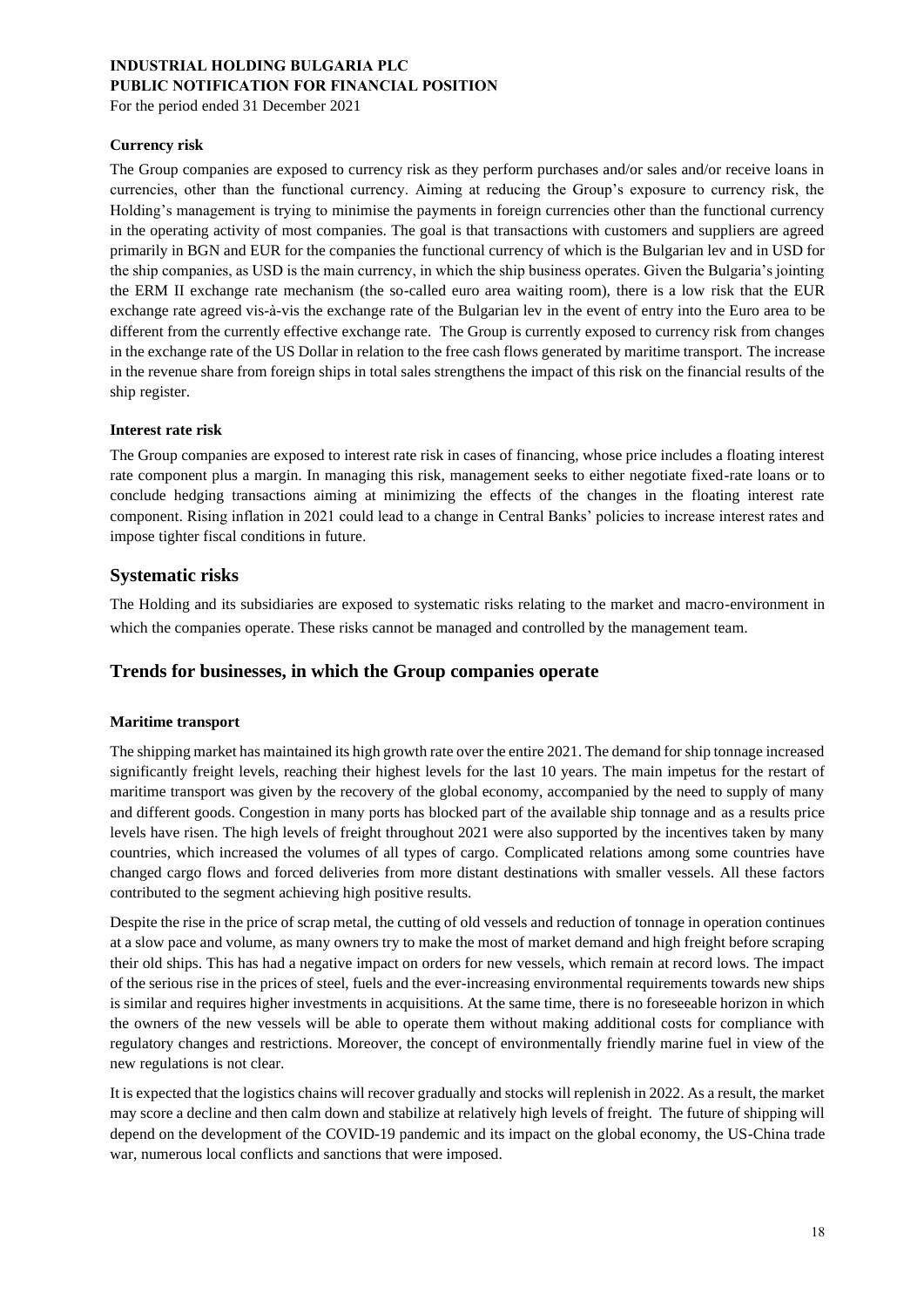**Currency risk**

The Group companies are exposed to currency risk as they perform purchases and/or sales and/or receive loans in currencies, other than the functional currency. Aiming at reducing the Group's exposure to currency risk, the Holding's management is trying to minimise the payments in foreign currencies other than the functional currency in the operating activity of most companies. The goal is that transactions with customers and suppliers are agreed primarily in BGN and EUR for the companies the functional currency of which is the Bulgarian lev and in USD for the ship companies, as USD is the main currency, in which the ship business operates. Given the Bulgaria's jointing the ERM II exchange rate mechanism (the so-called euro area waiting room), there is a low risk that the EUR exchange rate agreed vis-à-vis the exchange rate of the Bulgarian lev in the event of entry into the Euro area to be different from the currently effective exchange rate. The Group is currently exposed to currency risk from changes in the exchange rate of the US Dollar in relation to the free cash flows generated by maritime transport. The increase in the revenue share from foreign ships in total sales strengthens the impact of this risk on the financial results of the ship register.

**Interest rate risk**

The Group companies are exposed to interest rate risk in cases of financing, whose price includes a floating interest rate component plus a margin. In managing this risk, management seeks to either negotiate fixed-rate loans or to conclude hedging transactions aiming at minimizing the effects of the changes in the floating interest rate component. Rising inflation in 2021 could lead to a change in Central Banks' policies to increase interest rates and impose tighter fiscal conditions in future.

## Systematic risks

The Holding and its subsidiaries are exposed to systematic risks relating to the market and macro-environment in which the companies operate. These risks cannot be managed and controlled by the management team.

## Trends for businesses, in which the Group companies operate

**Maritime transport**

The shipping market has maintained its high growth rate over the entire 2021. The demand for ship tonnage increased significantly freight levels, reaching their highest levels for the last 10 years. The main impetus for the restart of maritime transport was given by the recovery of the global economy, accompanied by the need to supply of many and different goods. Congestion in many ports has blocked part of the available ship tonnage and as a results price levels have risen. The high levels of freight throughout 2021 were also supported by the incentives taken by many countries, which increased the volumes of all types of cargo. Complicated relations among some countries have changed cargo flows and forced deliveries from more distant destinations with smaller vessels. All these factors contributed to the segment achieving high positive results.

Despite the rise in the price of scrap metal, the cutting of old vessels and reduction of tonnage in operation continues at a slow pace and volume, as many owners try to make the most of market demand and high freight before scraping their old ships. This has had a negative impact on orders for new vessels, which remain at record lows. The impact of the serious rise in the prices of steel, fuels and the ever-increasing environmental requirements towards new ships is similar and requires higher investments in acquisitions. At the same time, there is no foreseeable horizon in which the owners of the new vessels will be able to operate them without making additional costs for compliance with regulatory changes and restrictions. Moreover, the concept of environmentally friendly marine fuel in view of the new regulations is not clear.

It is expected that the logistics chains will recover gradually and stocks will replenish in 2022. As a result, the market may score a decline and then calm down and stabilize at relatively high levels of freight. The future of shipping will depend on the development of the COVID-19 pandemic and its impact on the global economy, the US-China trade war, numerous local conflicts and sanctions that were imposed.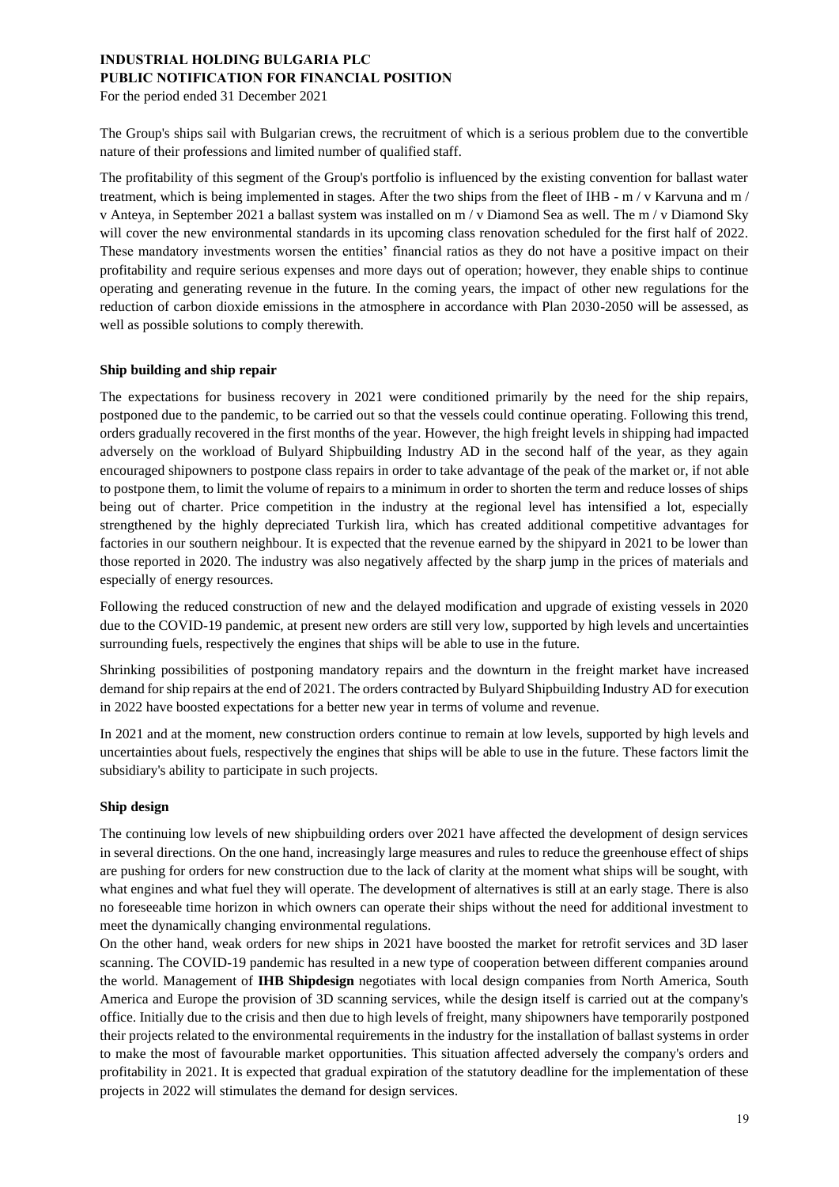The Group's ships sail with Bulgarian crews, the recruitment of which is a serious problem due to the convertible nature of their professions and limited number of qualified staff.

The profitability of this segment of the Group's portfolio is influenced by the existing convention for ballast water treatment, which is being implemented in stages. After the two ships from the fleet of IHB - m / v Karvuna and m / v Anteya, in September 2021 a ballast system was installed on m / v Diamond Sea as well. The m / v Diamond Sky will cover the new environmental standards in its upcoming class renovation scheduled for the first half of 2022. These mandatory investments worsen the entities' financial ratios as they do not have a positive impact on their profitability and require serious expenses and more days out of operation; however, they enable ships to continue operating and generating revenue in the future. In the coming years, the impact of other new regulations for the reduction of carbon dioxide emissions in the atmosphere in accordance with Plan 2030-2050 will be assessed, as well as possible solutions to comply therewith.

**Ship building and ship repair**

The expectations for business recovery in 2021 were conditioned primarily by the need for the ship repairs, postponed due to the pandemic, to be carried out so that the vessels could continue operating. Following this trend, orders gradually recovered in the first months of the year. However, the high freight levels in shipping had impacted adversely on the workload of Bulyard Shipbuilding Industry AD in the second half of the year, as they again encouraged shipowners to postpone class repairs in order to take advantage of the peak of the market or, if not able to postpone them, to limit the volume of repairs to a minimum in order to shorten the term and reduce losses of ships being out of charter. Price competition in the industry at the regional level has intensified a lot, especially strengthened by the highly depreciated Turkish lira, which has created additional competitive advantages for factories in our southern neighbour. It is expected that the revenue earned by the shipyard in 2021 to be lower than those reported in 2020. The industry was also negatively affected by the sharp jump in the prices of materials and especially of energy resources.

Following the reduced construction of new and the delayed modification and upgrade of existing vessels in 2020 due to the COVID-19 pandemic, at present new orders are still very low, supported by high levels and uncertainties surrounding fuels, respectively the engines that ships will be able to use in the future.

Shrinking possibilities of postponing mandatory repairs and the downturn in the freight market have increased demand for ship repairs at the end of 2021. The orders contracted by Bulyard Shipbuilding Industry AD for execution in 2022 have boosted expectations for a better new year in terms of volume and revenue.

In 2021 and at the moment, new construction orders continue to remain at low levels, supported by high levels and uncertainties about fuels, respectively the engines that ships will be able to use in the future. These factors limit the subsidiary's ability to participate in such projects.

**Ship design**

The continuing low levels of new shipbuilding orders over 2021 have affected the development of design services in several directions. On the one hand, increasingly large measures and rules to reduce the greenhouse effect of ships are pushing for orders for new construction due to the lack of clarity at the moment what ships will be sought, with what engines and what fuel they will operate. The development of alternatives is still at an early stage. There is also no foreseeable time horizon in which owners can operate their ships without the need for additional investment to meet the dynamically changing environmental regulations.

On the other hand, weak orders for new ships in 2021 have boosted the market for retrofit services and 3D laser scanning. The COVID-19 pandemic has resulted in a new type of cooperation between different companies around the world. Management of **IHB Shipdesign** negotiates with local design companies from North America, South America and Europe the provision of 3D scanning services, while the design itself is carried out at the company's office. Initially due to the crisis and then due to high levels of freight, many shipowners have temporarily postponed their projects related to the environmental requirements in the industry for the installation of ballast systems in order to make the most of favourable market opportunities. This situation affected adversely the company's orders and profitability in 2021. It is expected that gradual expiration of the statutory deadline for the implementation of these projects in 2022 will stimulates the demand for design services.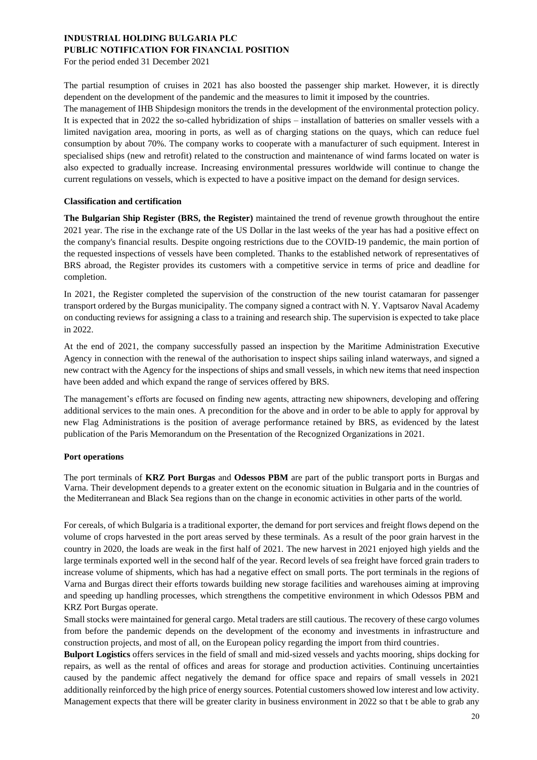The partial resumption of cruises in 2021 has also boosted the passenger ship market. However, it is directly dependent on the development of the pandemic and the measures to limit it imposed by the countries.

The management of IHB Shipdesign monitors the trends in the development of the environmental protection policy. It is expected that in 2022 the so-called hybridization of ships – installation of batteries on smaller vessels with a limited navigation area, mooring in ports, as well as of charging stations on the quays, which can reduce fuel consumption by about 70%. The company works to cooperate with a manufacturer of such equipment. Interest in specialised ships (new and retrofit) related to the construction and maintenance of wind farms located on water is also expected to gradually increase. Increasing environmental pressures worldwide will continue to change the current regulations on vessels, which is expected to have a positive impact on the demand for design services.

**Classification and certification**

**The Bulgarian Ship Register (BRS, the Register)** maintained the trend of revenue growth throughout the entire 2021 year. The rise in the exchange rate of the US Dollar in the last weeks of the year has had a positive effect on the company's financial results. Despite ongoing restrictions due to the COVID-19 pandemic, the main portion of the requested inspections of vessels have been completed. Thanks to the established network of representatives of BRS abroad, the Register provides its customers with a competitive service in terms of price and deadline for completion.

In 2021, the Register completed the supervision of the construction of the new tourist catamaran for passenger transport ordered by the Burgas municipality. The company signed a contract with N. Y. Vaptsarov Naval Academy on conducting reviews for assigning a class to a training and research ship. The supervision is expected to take place in 2022.

At the end of 2021, the company successfully passed an inspection by the Maritime Administration Executive Agency in connection with the renewal of the authorisation to inspect ships sailing inland waterways, and signed a new contract with the Agency for the inspections of ships and small vessels, in which new items that need inspection have been added and which expand the range of services offered by BRS.

The management's efforts are focused on finding new agents, attracting new shipowners, developing and offering additional services to the main ones. A precondition for the above and in order to be able to apply for approval by new Flag Administrations is the position of average performance retained by BRS, as evidenced by the latest publication of the Paris Memorandum on the Presentation of the Recognized Organizations in 2021.

**Port operations**

The port terminals of **KRZ Port Burgas** and **Odessos PBM** are part of the public transport ports in Burgas and Varna. Their development depends to a greater extent on the economic situation in Bulgaria and in the countries of the Mediterranean and Black Sea regions than on the change in economic activities in other parts of the world.

For cereals, of which Bulgaria is a traditional exporter, the demand for port services and freight flows depend on the volume of crops harvested in the port areas served by these terminals. As a result of the poor grain harvest in the country in 2020, the loads are weak in the first half of 2021. The new harvest in 2021 enjoyed high yields and the large terminals exported well in the second half of the year. Record levels of sea freight have forced grain traders to increase volume of shipments, which has had a negative effect on small ports. The port terminals in the regions of Varna and Burgas direct their efforts towards building new storage facilities and warehouses aiming at improving and speeding up handling processes, which strengthens the competitive environment in which Odessos PBM and KRZ Port Burgas operate.

Small stocks were maintained for general cargo. Metal traders are still cautious. The recovery of these cargo volumes from before the pandemic depends on the development of the economy and investments in infrastructure and construction projects, and most of all, on the European policy regarding the import from third countries.

**Bulport Logistics** offers services in the field of small and mid-sized vessels and yachts mooring, ships docking for repairs, as well as the rental of offices and areas for storage and production activities. Continuing uncertainties caused by the pandemic affect negatively the demand for office space and repairs of small vessels in 2021 additionally reinforced by the high price of energy sources. Potential customers showed low interest and low activity. Management expects that there will be greater clarity in business environment in 2022 so that t be able to grab any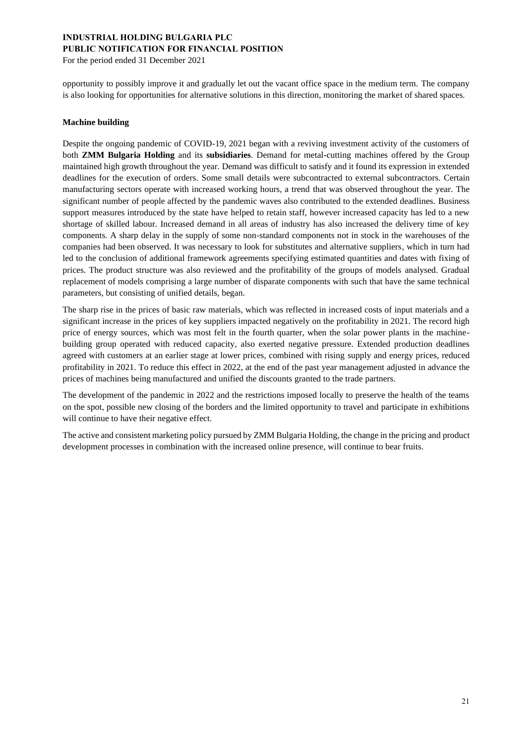opportunity to possibly improve it and gradually let out the vacant office space in the medium term. The company is also looking for opportunities for alternative solutions in this direction, monitoring the market of shared spaces.

**Machine building**

Despite the ongoing pandemic of COVID-19, 2021 began with a reviving investment activity of the customers of both **ZMM Bulgaria Holding** and its **subsidiaries**. Demand for metal-cutting machines offered by the Group maintained high growth throughout the year. Demand was difficult to satisfy and it found its expression in extended deadlines for the execution of orders. Some small details were subcontracted to external subcontractors. Certain manufacturing sectors operate with increased working hours, a trend that was observed throughout the year. The significant number of people affected by the pandemic waves also contributed to the extended deadlines. Business support measures introduced by the state have helped to retain staff, however increased capacity has led to a new shortage of skilled labour. Increased demand in all areas of industry has also increased the delivery time of key components. A sharp delay in the supply of some non-standard components not in stock in the warehouses of the companies had been observed. It was necessary to look for substitutes and alternative suppliers, which in turn had led to the conclusion of additional framework agreements specifying estimated quantities and dates with fixing of prices. The product structure was also reviewed and the profitability of the groups of models analysed. Gradual replacement of models comprising a large number of disparate components with such that have the same technical parameters, but consisting of unified details, began.

The sharp rise in the prices of basic raw materials, which was reflected in increased costs of input materials and a significant increase in the prices of key suppliers impacted negatively on the profitability in 2021. The record high price of energy sources, which was most felt in the fourth quarter, when the solar power plants in the machine-building group operated with reduced capacity, also exerted negative pressure. Extended production deadlines agreed with customers at an earlier stage at lower prices, combined with rising supply and energy prices, reduced profitability in 2021. To reduce this effect in 2022, at the end of the past year management adjusted in advance the prices of machines being manufactured and unified the discounts granted to the trade partners.

The development of the pandemic in 2022 and the restrictions imposed locally to preserve the health of the teams on the spot, possible new closing of the borders and the limited opportunity to travel and participate in exhibitions will continue to have their negative effect.

The active and consistent marketing policy pursued by ZMM Bulgaria Holding, the change in the pricing and product development processes in combination with the increased online presence, will continue to bear fruits.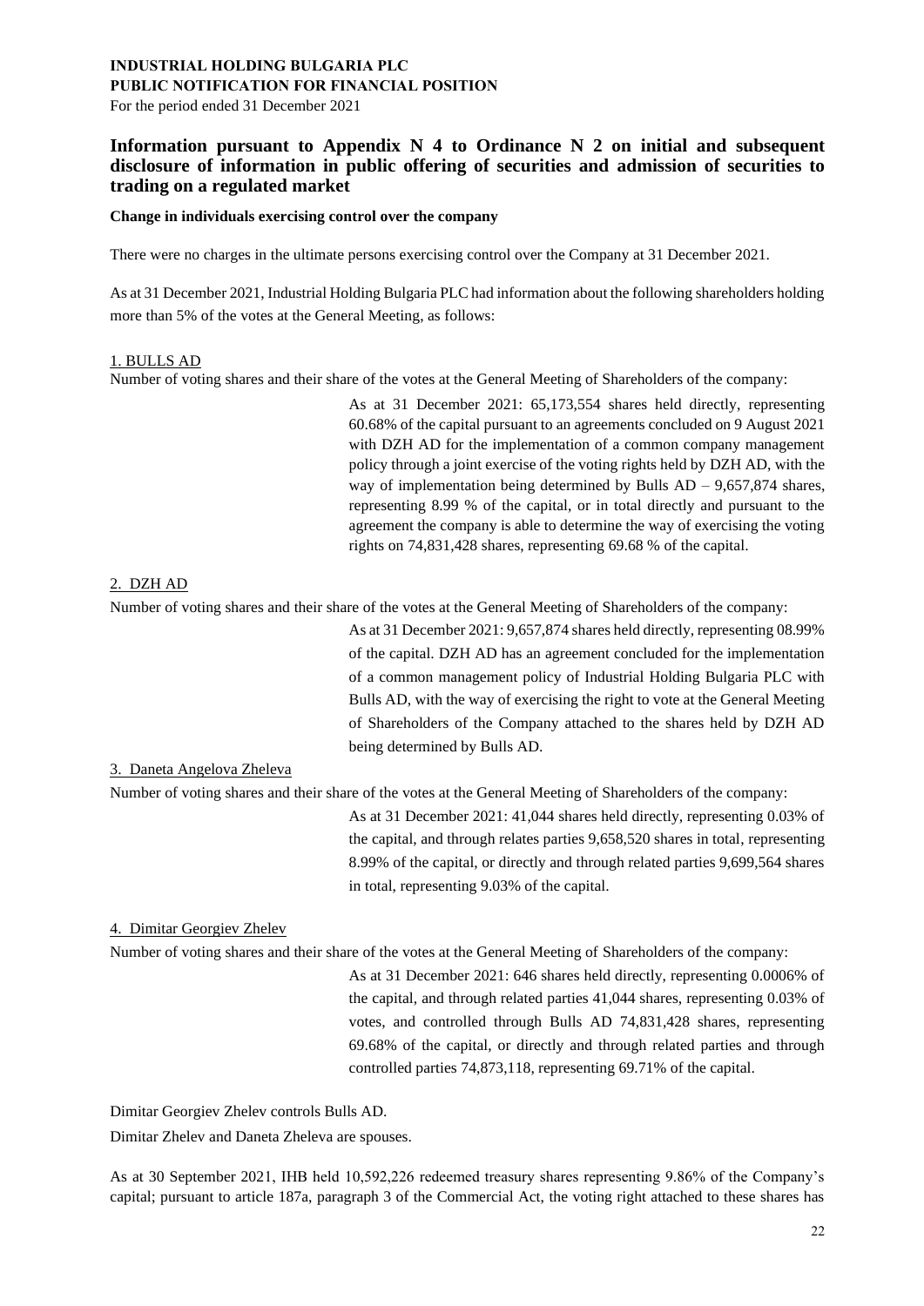**INDUSTRIAL HOLDING BULGARIA PLC**
**PUBLIC NOTIFICATION FOR FINANCIAL POSITION**
For the period ended 31 December 2021

## Information pursuant to Appendix N 4 to Ordinance N 2 on initial and subsequent disclosure of information in public offering of securities and admission of securities to trading on a regulated market

**Change in individuals exercising control over the company**

There were no charges in the ultimate persons exercising control over the Company at 31 December 2021.

As at 31 December 2021, Industrial Holding Bulgaria PLC had information about the following shareholders holding more than 5% of the votes at the General Meeting, as follows:

1. BULLS AD

Number of voting shares and their share of the votes at the General Meeting of Shareholders of the company:

As at 31 December 2021: 65,173,554 shares held directly, representing 60.68% of the capital pursuant to an agreements concluded on 9 August 2021 with DZH AD for the implementation of a common company management policy through a joint exercise of the voting rights held by DZH AD, with the way of implementation being determined by Bulls AD – 9,657,874 shares, representing 8.99 % of the capital, or in total directly and pursuant to the agreement the company is able to determine the way of exercising the voting rights on 74,831,428 shares, representing 69.68 % of the capital.

2. DZH AD

Number of voting shares and their share of the votes at the General Meeting of Shareholders of the company:

As at 31 December 2021: 9,657,874 shares held directly, representing 08.99% of the capital. DZH AD has an agreement concluded for the implementation of a common management policy of Industrial Holding Bulgaria PLC with Bulls AD, with the way of exercising the right to vote at the General Meeting of Shareholders of the Company attached to the shares held by DZH AD being determined by Bulls AD.

3. Daneta Angelova Zheleva

Number of voting shares and their share of the votes at the General Meeting of Shareholders of the company:

As at 31 December 2021: 41,044 shares held directly, representing 0.03% of the capital, and through relates parties 9,658,520 shares in total, representing 8.99% of the capital, or directly and through related parties 9,699,564 shares in total, representing 9.03% of the capital.

4. Dimitar Georgiev Zhelev

Number of voting shares and their share of the votes at the General Meeting of Shareholders of the company:

As at 31 December 2021: 646 shares held directly, representing 0.0006% of the capital, and through related parties 41,044 shares, representing 0.03% of votes, and controlled through Bulls AD 74,831,428 shares, representing 69.68% of the capital, or directly and through related parties and through controlled parties 74,873,118, representing 69.71% of the capital.

Dimitar Georgiev Zhelev controls Bulls AD.

Dimitar Zhelev and Daneta Zheleva are spouses.

As at 30 September 2021, IHB held 10,592,226 redeemed treasury shares representing 9.86% of the Company's capital; pursuant to article 187a, paragraph 3 of the Commercial Act, the voting right attached to these shares has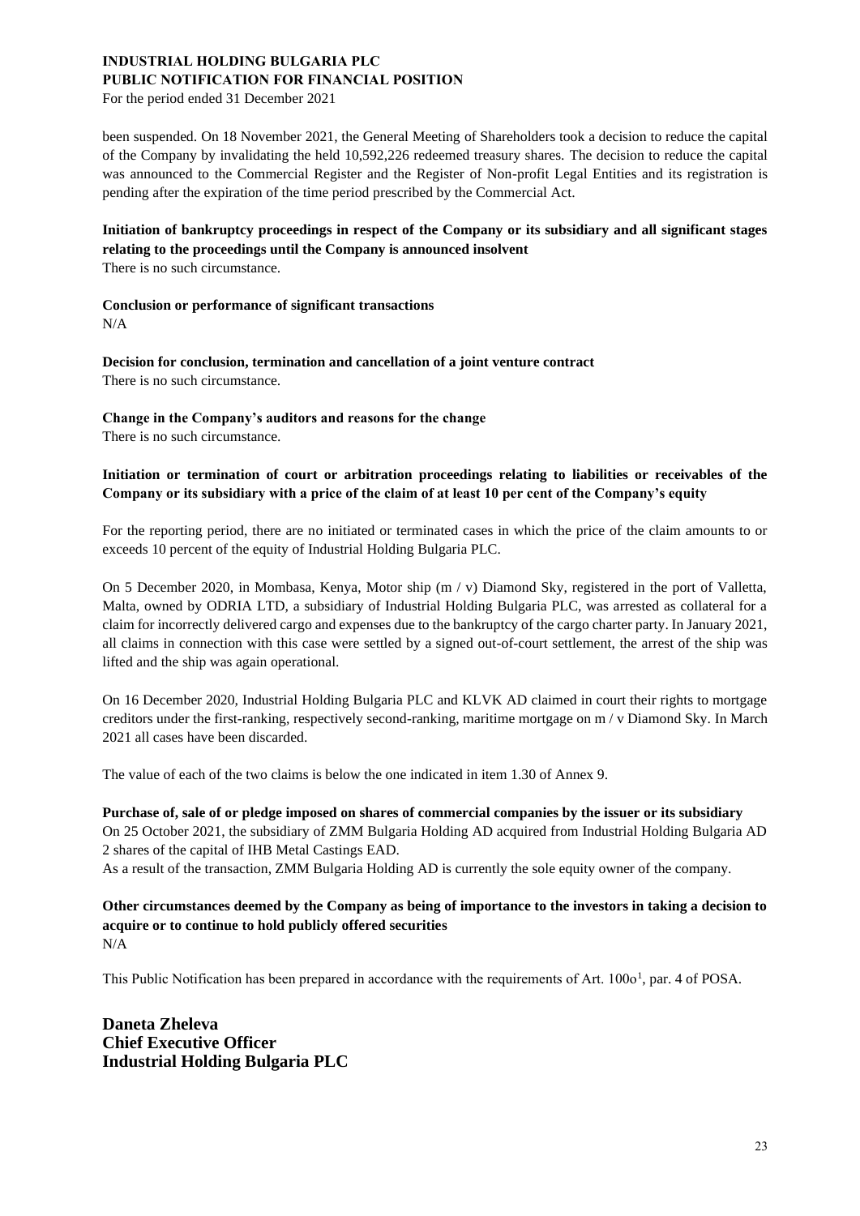been suspended. On 18 November 2021, the General Meeting of Shareholders took a decision to reduce the capital of the Company by invalidating the held 10,592,226 redeemed treasury shares. The decision to reduce the capital was announced to the Commercial Register and the Register of Non-profit Legal Entities and its registration is pending after the expiration of the time period prescribed by the Commercial Act.

**Initiation of bankruptcy proceedings in respect of the Company or its subsidiary and all significant stages relating to the proceedings until the Company is announced insolvent**
There is no such circumstance.

**Conclusion or performance of significant transactions**
N/A

**Decision for conclusion, termination and cancellation of a joint venture contract**
There is no such circumstance.

**Change in the Company's auditors and reasons for the change**
There is no such circumstance.

**Initiation or termination of court or arbitration proceedings relating to liabilities or receivables of the Company or its subsidiary with a price of the claim of at least 10 per cent of the Company's equity**

For the reporting period, there are no initiated or terminated cases in which the price of the claim amounts to or exceeds 10 percent of the equity of Industrial Holding Bulgaria PLC.

On 5 December 2020, in Mombasa, Kenya, Motor ship (m / v) Diamond Sky, registered in the port of Valletta, Malta, owned by ODRIA LTD, a subsidiary of Industrial Holding Bulgaria PLC, was arrested as collateral for a claim for incorrectly delivered cargo and expenses due to the bankruptcy of the cargo charter party. In January 2021, all claims in connection with this case were settled by a signed out-of-court settlement, the arrest of the ship was lifted and the ship was again operational.

On 16 December 2020, Industrial Holding Bulgaria PLC and KLVK AD claimed in court their rights to mortgage creditors under the first-ranking, respectively second-ranking, maritime mortgage on m / v Diamond Sky. In March 2021 all cases have been discarded.

The value of each of the two claims is below the one indicated in item 1.30 of Annex 9.

**Purchase of, sale of or pledge imposed on shares of commercial companies by the issuer or its subsidiary**
On 25 October 2021, the subsidiary of ZMM Bulgaria Holding AD acquired from Industrial Holding Bulgaria AD 2 shares of the capital of IHB Metal Castings EAD.
As a result of the transaction, ZMM Bulgaria Holding AD is currently the sole equity owner of the company.

**Other circumstances deemed by the Company as being of importance to the investors in taking a decision to acquire or to continue to hold publicly offered securities**
N/A

This Public Notification has been prepared in accordance with the requirements of Art. 100o[1], par. 4 of POSA.

**Daneta Zheleva**
**Chief Executive Officer**
**Industrial Holding Bulgaria PLC**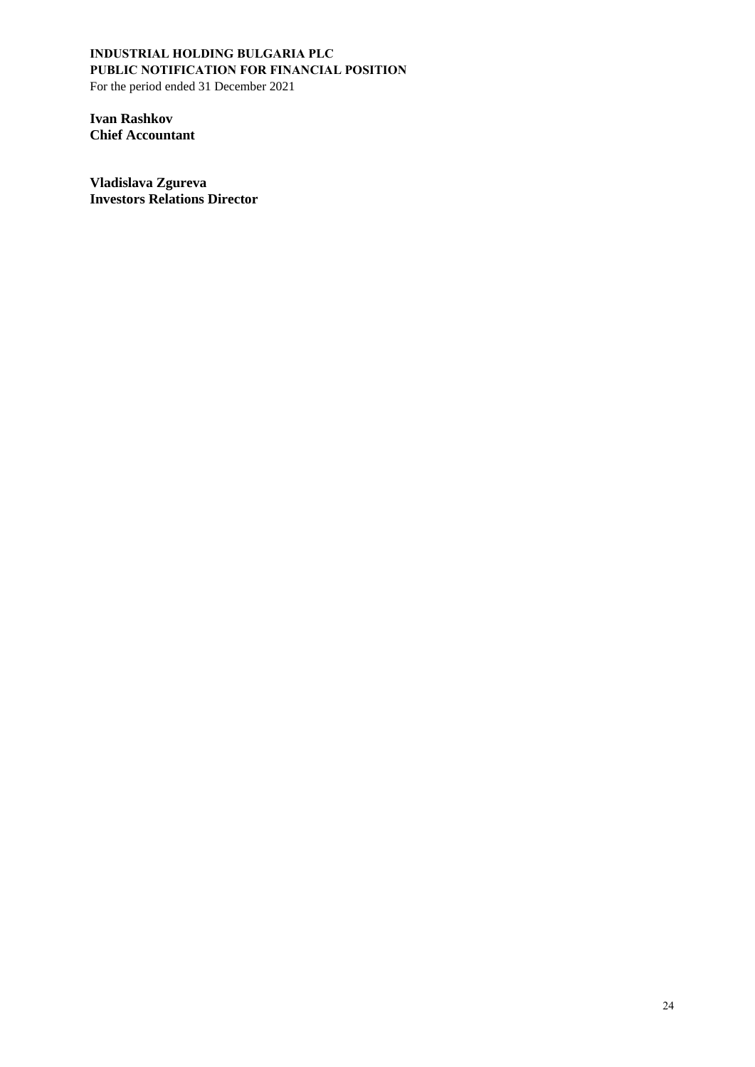**INDUSTRIAL HOLDING BULGARIA PLC**
**PUBLIC NOTIFICATION FOR FINANCIAL POSITION**
For the period ended 31 December 2021

**Ivan Rashkov**
**Chief Accountant**

**Vladislava Zgureva**
**Investors Relations Director**